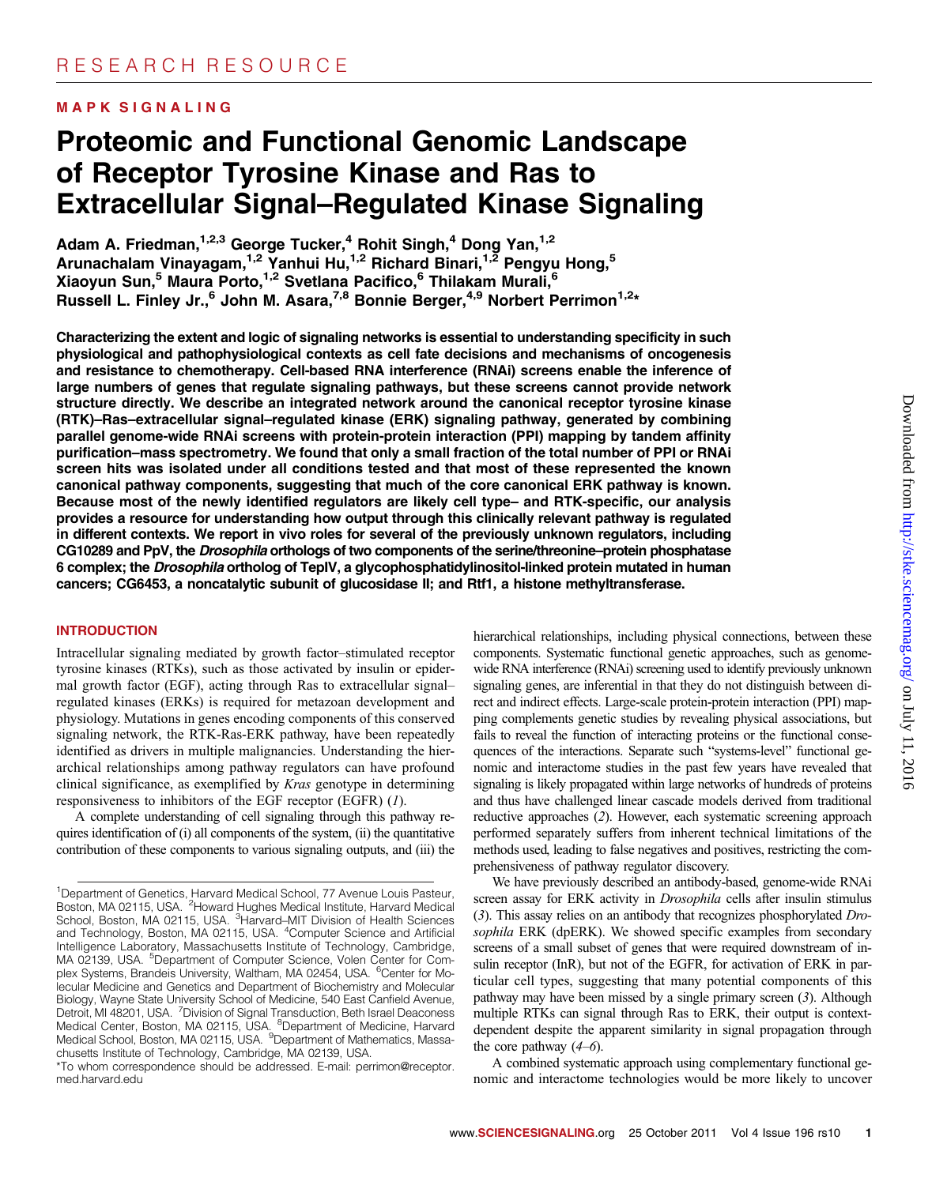RESEARCH RESOURCE

**MAPK SIGNALING**

# Proteomic and Functional Genomic Landscape of Receptor Tyrosine Kinase and Ras to Extracellular Signal–Regulated Kinase Signaling

**Adam A. Friedman,[1,2,3] George Tucker,[4] Rohit Singh,[4] Dong Yan,[1,2] Arunachalam Vinayagam,[1,2] Yanhui Hu,[1,2] Richard Binari,[1,2] Pengyu Hong,[5] Xiaoyun Sun,[5] Maura Porto,[1,2] Svetlana Pacifico,[6] Thilakam Murali,[6] Russell L. Finley Jr.,[6] John M. Asara,[7,8] Bonnie Berger,[4,9] Norbert Perrimon[1,2]***

**Characterizing the extent and logic of signaling networks is essential to understanding specificity in such physiological and pathophysiological contexts as cell fate decisions and mechanisms of oncogenesis and resistance to chemotherapy. Cell-based RNA interference (RNAi) screens enable the inference of large numbers of genes that regulate signaling pathways, but these screens cannot provide network structure directly. We describe an integrated network around the canonical receptor tyrosine kinase (RTK)–Ras–extracellular signal–regulated kinase (ERK) signaling pathway, generated by combining parallel genome-wide RNAi screens with protein-protein interaction (PPI) mapping by tandem affinity purification–mass spectrometry. We found that only a small fraction of the total number of PPI or RNAi screen hits was isolated under all conditions tested and that most of these represented the known canonical pathway components, suggesting that much of the core canonical ERK pathway is known. Because most of the newly identified regulators are likely cell type– and RTK-specific, our analysis provides a resource for understanding how output through this clinically relevant pathway is regulated in different contexts. We report in vivo roles for several of the previously unknown regulators, including CG10289 and PpV, the *Drosophila* orthologs of two components of the serine/threonine–protein phosphatase 6 complex; the *Drosophila* ortholog of TepIV, a glycophosphatidylinositol-linked protein mutated in human cancers; CG6453, a noncatalytic subunit of glucosidase II; and Rtf1, a histone methyltransferase.**

## INTRODUCTION

Intracellular signaling mediated by growth factor–stimulated receptor tyrosine kinases (RTKs), such as those activated by insulin or epidermal growth factor (EGF), acting through Ras to extracellular signal–regulated kinases (ERKs) is required for metazoan development and physiology. Mutations in genes encoding components of this conserved signaling network, the RTK-Ras-ERK pathway, have been repeatedly identified as drivers in multiple malignancies. Understanding the hierarchical relationships among pathway regulators can have profound clinical significance, as exemplified by *Kras* genotype in determining responsiveness to inhibitors of the EGF receptor (EGFR) (*1*).

A complete understanding of cell signaling through this pathway requires identification of (i) all components of the system, (ii) the quantitative contribution of these components to various signaling outputs, and (iii) the hierarchical relationships, including physical connections, between these components. Systematic functional genetic approaches, such as genome-wide RNA interference (RNAi) screening used to identify previously unknown signaling genes, are inferential in that they do not distinguish between direct and indirect effects. Large-scale protein-protein interaction (PPI) mapping complements genetic studies by revealing physical associations, but fails to reveal the function of interacting proteins or the functional consequences of the interactions. Separate such "systems-level" functional genomic and interactome studies in the past few years have revealed that signaling is likely propagated within large networks of hundreds of proteins and thus have challenged linear cascade models derived from traditional reductive approaches (*2*). However, each systematic screening approach performed separately suffers from inherent technical limitations of the methods used, leading to false negatives and positives, restricting the comprehensiveness of pathway regulator discovery.

We have previously described an antibody-based, genome-wide RNAi screen assay for ERK activity in *Drosophila* cells after insulin stimulus (*3*). This assay relies on an antibody that recognizes phosphorylated *Drosophila* ERK (dpERK). We showed specific examples from secondary screens of a small subset of genes that were required downstream of insulin receptor (InR), but not of the EGFR, for activation of ERK in particular cell types, suggesting that many potential components of this pathway may have been missed by a single primary screen (*3*). Although multiple RTKs can signal through Ras to ERK, their output is context-dependent despite the apparent similarity in signal propagation through the core pathway (*4*–*6*).

A combined systematic approach using complementary functional genomic and interactome technologies would be more likely to uncover

[1]Department of Genetics, Harvard Medical School, 77 Avenue Louis Pasteur, Boston, MA 02115, USA. [2]Howard Hughes Medical Institute, Harvard Medical School, Boston, MA 02115, USA. [3]Harvard–MIT Division of Health Sciences and Technology, Boston, MA 02115, USA. [4]Computer Science and Artificial Intelligence Laboratory, Massachusetts Institute of Technology, Cambridge, MA 02139, USA. [5]Department of Computer Science, Volen Center for Complex Systems, Brandeis University, Waltham, MA 02454, USA. [6]Center for Molecular Medicine and Genetics and Department of Biochemistry and Molecular Biology, Wayne State University School of Medicine, 540 East Canfield Avenue, Detroit, MI 48201, USA. [7]Division of Signal Transduction, Beth Israel Deaconess Medical Center, Boston, MA 02115, USA. [8]Department of Medicine, Harvard Medical School, Boston, MA 02115, USA. [9]Department of Mathematics, Massachusetts Institute of Technology, Cambridge, MA 02139, USA.

*To whom correspondence should be addressed. E-mail: perrimon@receptor.med.harvard.edu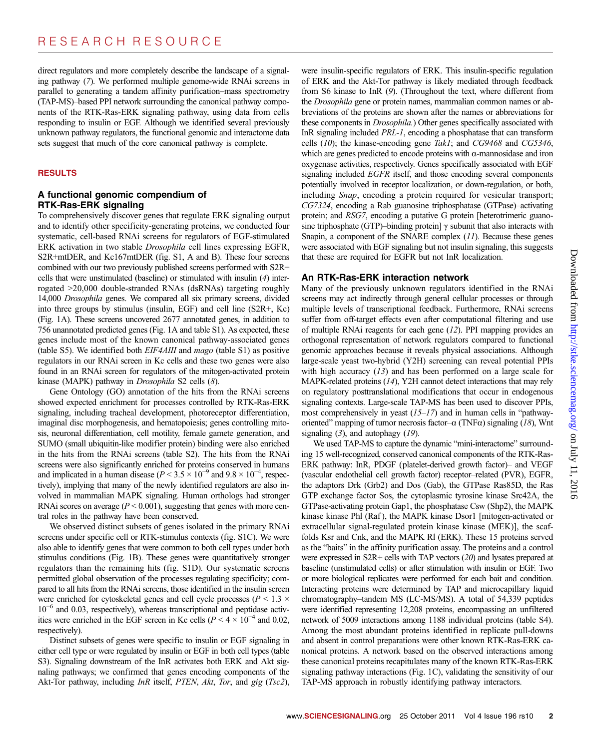direct regulators and more completely describe the landscape of a signaling pathway (7). We performed multiple genome-wide RNAi screens in parallel to generating a tandem affinity purification–mass spectrometry (TAP-MS)–based PPI network surrounding the canonical pathway components of the RTK-Ras-ERK signaling pathway, using data from cells responding to insulin or EGF. Although we identified several previously unknown pathway regulators, the functional genomic and interactome data sets suggest that much of the core canonical pathway is complete.

## RESULTS

### A functional genomic compendium of RTK-Ras-ERK signaling

To comprehensively discover genes that regulate ERK signaling output and to identify other specificity-generating proteins, we conducted four systematic, cell-based RNAi screens for regulators of EGF-stimulated ERK activation in two stable *Drosophila* cell lines expressing EGFR, S2R+mtDER, and Kc167mtDER (fig. S1, A and B). These four screens combined with our two previously published screens performed with S2R+ cells that were unstimulated (baseline) or stimulated with insulin (4) interrogated >20,000 double-stranded RNAs (dsRNAs) targeting roughly 14,000 *Drosophila* genes. We compared all six primary screens, divided into three groups by stimulus (insulin, EGF) and cell line (S2R+, Kc) (Fig. 1A). These screens uncovered 2677 annotated genes, in addition to 756 unannotated predicted genes (Fig. 1A and table S1). As expected, these genes include most of the known canonical pathway-associated genes (table S5). We identified both *EIF4AIII* and *mago* (table S1) as positive regulators in our RNAi screen in Kc cells and these two genes were also found in an RNAi screen for regulators of the mitogen-activated protein kinase (MAPK) pathway in *Drosophila* S2 cells (8).

Gene Ontology (GO) annotation of the hits from the RNAi screens showed expected enrichment for processes controlled by RTK-Ras-ERK signaling, including tracheal development, photoreceptor differentiation, imaginal disc morphogenesis, and hematopoiesis; genes controlling mitosis, neuronal differentiation, cell motility, female gamete generation, and SUMO (small ubiquitin-like modifier protein) binding were also enriched in the hits from the RNAi screens (table S2). The hits from the RNAi screens were also significantly enriched for proteins conserved in humans and implicated in a human disease ($P < 3.5 \times 10^{-9}$ and $9.8 \times 10^{-4}$, respectively), implying that many of the newly identified regulators are also involved in mammalian MAPK signaling. Human orthologs had stronger RNAi scores on average ($P < 0.001$), suggesting that genes with more central roles in the pathway have been conserved.

We observed distinct subsets of genes isolated in the primary RNAi screens under specific cell or RTK-stimulus contexts (fig. S1C). We were also able to identify genes that were common to both cell types under both stimulus conditions (Fig. 1B). These genes were quantitatively stronger regulators than the remaining hits (fig. S1D). Our systematic screens permitted global observation of the processes regulating specificity; compared to all hits from the RNAi screens, those identified in the insulin screen were enriched for cytoskeletal genes and cell cycle processes ($P < 1.3 \times 10^{-6}$ and 0.03, respectively), whereas transcriptional and peptidase activities were enriched in the EGF screen in Kc cells ($P < 4 \times 10^{-4}$ and 0.02, respectively).

Distinct subsets of genes were specific to insulin or EGF signaling in either cell type or were regulated by insulin or EGF in both cell types (table S3). Signaling downstream of the InR activates both ERK and Akt signaling pathways; we confirmed that genes encoding components of the Akt-Tor pathway, including *InR* itself, *PTEN*, *Akt*, *Tor*, and *gig* (*Tsc2*), were insulin-specific regulators of ERK. This insulin-specific regulation of ERK and the Akt-Tor pathway is likely mediated through feedback from S6 kinase to InR (9). (Throughout the text, where different from the *Drosophila* gene or protein names, mammalian common names or abbreviations of the proteins are shown after the names or abbreviations for these components in *Drosophila*.) Other genes specifically associated with InR signaling included *PRL-1*, encoding a phosphatase that can transform cells (10); the kinase-encoding gene *Tak1*; and *CG9468* and *CG5346*, which are genes predicted to encode proteins with α-mannosidase and iron oxygenase activities, respectively. Genes specifically associated with EGF signaling included *EGFR* itself, and those encoding several components potentially involved in receptor localization, or down-regulation, or both, including *Snap*, encoding a protein required for vesicular transport; *CG7324*, encoding a Rab guanosine triphosphatase (GTPase)–activating protein; and *RSG7*, encoding a putative G protein [heterotrimeric guanosine triphosphate (GTP)–binding protein] γ subunit that also interacts with Snapin, a component of the SNARE complex (11). Because these genes were associated with EGF signaling but not insulin signaling, this suggests that these are required for EGFR but not InR localization.

### An RTK-Ras-ERK interaction network

Many of the previously unknown regulators identified in the RNAi screens may act indirectly through general cellular processes or through multiple levels of transcriptional feedback. Furthermore, RNAi screens suffer from off-target effects even after computational filtering and use of multiple RNAi reagents for each gene (12). PPI mapping provides an orthogonal representation of network regulators compared to functional genomic approaches because it reveals physical associations. Although large-scale yeast two-hybrid (Y2H) screening can reveal potential PPIs with high accuracy (13) and has been performed on a large scale for MAPK-related proteins (14), Y2H cannot detect interactions that may rely on regulatory posttranslational modifications that occur in endogenous signaling contexts. Large-scale TAP-MS has been used to discover PPIs, most comprehensively in yeast (15–17) and in human cells in "pathway-oriented" mapping of tumor necrosis factor–α (TNFα) signaling (18), Wnt signaling (3), and autophagy (19).

We used TAP-MS to capture the dynamic "mini-interactome" surrounding 15 well-recognized, conserved canonical components of the RTK-Ras-ERK pathway: InR, PDGF (platelet-derived growth factor)– and VEGF (vascular endothelial cell growth factor) receptor–related (PVR), EGFR, the adaptors Drk (Grb2) and Dos (Gab), the GTPase Ras85D, the Ras GTP exchange factor Sos, the cytoplasmic tyrosine kinase Src42A, the GTPase-activating protein Gap1, the phosphatase Csw (Shp2), the MAPK kinase kinase Phl (Raf), the MAPK kinase Dsor1 [mitogen-activated or extracellular signal-regulated protein kinase kinase (MEK)], the scaffolds Ksr and Cnk, and the MAPK Rl (ERK). These 15 proteins served as the "baits" in the affinity purification assay. The proteins and a control were expressed in S2R+ cells with TAP vectors (20) and lysates prepared at baseline (unstimulated cells) or after stimulation with insulin or EGF. Two or more biological replicates were performed for each bait and condition. Interacting proteins were determined by TAP and microcapillary liquid chromatography–tandem MS (LC-MS/MS). A total of 54,339 peptides were identified representing 12,208 proteins, encompassing an unfiltered network of 5009 interactions among 1188 individual proteins (table S4). Among the most abundant proteins identified in replicate pull-downs and absent in control preparations were other known RTK-Ras-ERK canonical proteins. A network based on the observed interactions among these canonical proteins recapitulates many of the known RTK-Ras-ERK signaling pathway interactions (Fig. 1C), validating the sensitivity of our TAP-MS approach in robustly identifying pathway interactors.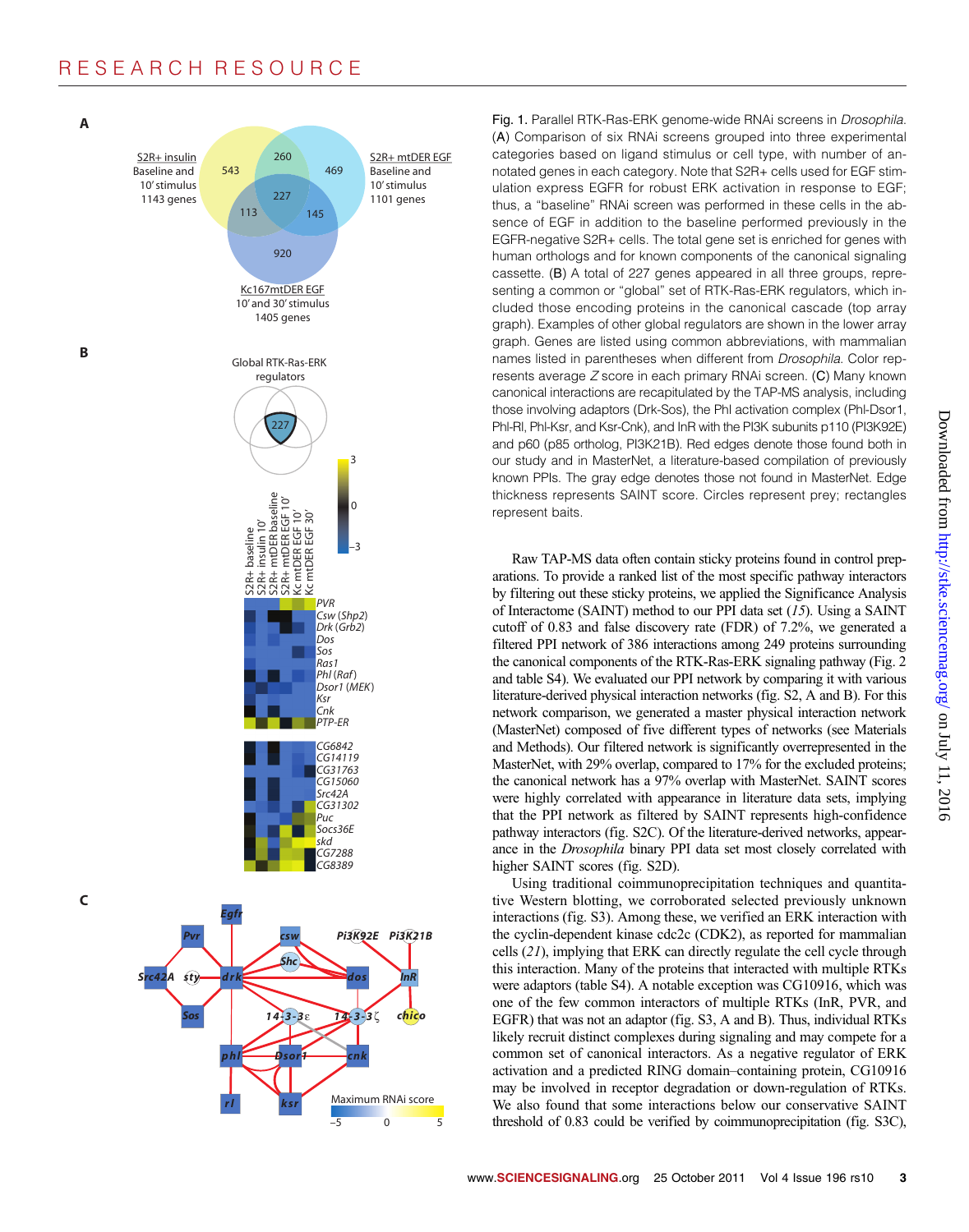Fig. 1. Parallel RTK-Ras-ERK genome-wide RNAi screens in *Drosophila*. (A) Comparison of six RNAi screens grouped into three experimental categories based on ligand stimulus or cell type, with number of annotated genes in each category. Note that S2R+ cells used for EGF stimulation express EGFR for robust ERK activation in response to EGF; thus, a "baseline" RNAi screen was performed in these cells in the absence of EGF in addition to the baseline performed previously in the EGFR-negative S2R+ cells. The total gene set is enriched for genes with human orthologs and for known components of the canonical signaling cassette. (B) A total of 227 genes appeared in all three groups, representing a common or "global" set of RTK-Ras-ERK regulators, which included those encoding proteins in the canonical cascade (top array graph). Examples of other global regulators are shown in the lower array graph. Genes are listed using common abbreviations, with mammalian names listed in parentheses when different from *Drosophila*. Color represents average *Z* score in each primary RNAi screen. (C) Many known canonical interactions are recapitulated by the TAP-MS analysis, including those involving adaptors (Drk-Sos), the Phl activation complex (Phl-Dsor1, Phl-Rl, Phl-Ksr, and Ksr-Cnk), and InR with the PI3K subunits p110 (PI3K92E) and p60 (p85 ortholog, PI3K21B). Red edges denote those found both in our study and in MasterNet, a literature-based compilation of previously known PPIs. The gray edge denotes those not found in MasterNet. Edge thickness represents SAINT score. Circles represent prey; rectangles represent baits.

Raw TAP-MS data often contain sticky proteins found in control preparations. To provide a ranked list of the most specific pathway interactors by filtering out these sticky proteins, we applied the Significance Analysis of Interactome (SAINT) method to our PPI data set (*15*). Using a SAINT cutoff of 0.83 and false discovery rate (FDR) of 7.2%, we generated a filtered PPI network of 386 interactions among 249 proteins surrounding the canonical components of the RTK-Ras-ERK signaling pathway (Fig. 2 and table S4). We evaluated our PPI network by comparing it with various literature-derived physical interaction networks (fig. S2, A and B). For this network comparison, we generated a master physical interaction network (MasterNet) composed of five different types of networks (see Materials and Methods). Our filtered network is significantly overrepresented in the MasterNet, with 29% overlap, compared to 17% for the excluded proteins; the canonical network has a 97% overlap with MasterNet. SAINT scores were highly correlated with appearance in literature data sets, implying that the PPI network as filtered by SAINT represents high-confidence pathway interactors (fig. S2C). Of the literature-derived networks, appearance in the *Drosophila* binary PPI data set most closely correlated with higher SAINT scores (fig. S2D).

Using traditional coimmunoprecipitation techniques and quantitative Western blotting, we corroborated selected previously unknown interactions (fig. S3). Among these, we verified an ERK interaction with the cyclin-dependent kinase cdc2c (CDK2), as reported for mammalian cells (*21*), implying that ERK can directly regulate the cell cycle through this interaction. Many of the proteins that interacted with multiple RTKs were adaptors (table S4). A notable exception was CG10916, which was one of the few common interactors of multiple RTKs (InR, PVR, and EGFR) that was not an adaptor (fig. S3, A and B). Thus, individual RTKs likely recruit distinct complexes during signaling and may compete for a common set of canonical interactors. As a negative regulator of ERK activation and a predicted RING domain–containing protein, CG10916 may be involved in receptor degradation or down-regulation of RTKs. We also found that some interactions below our conservative SAINT threshold of 0.83 could be verified by coimmunoprecipitation (fig. S3C),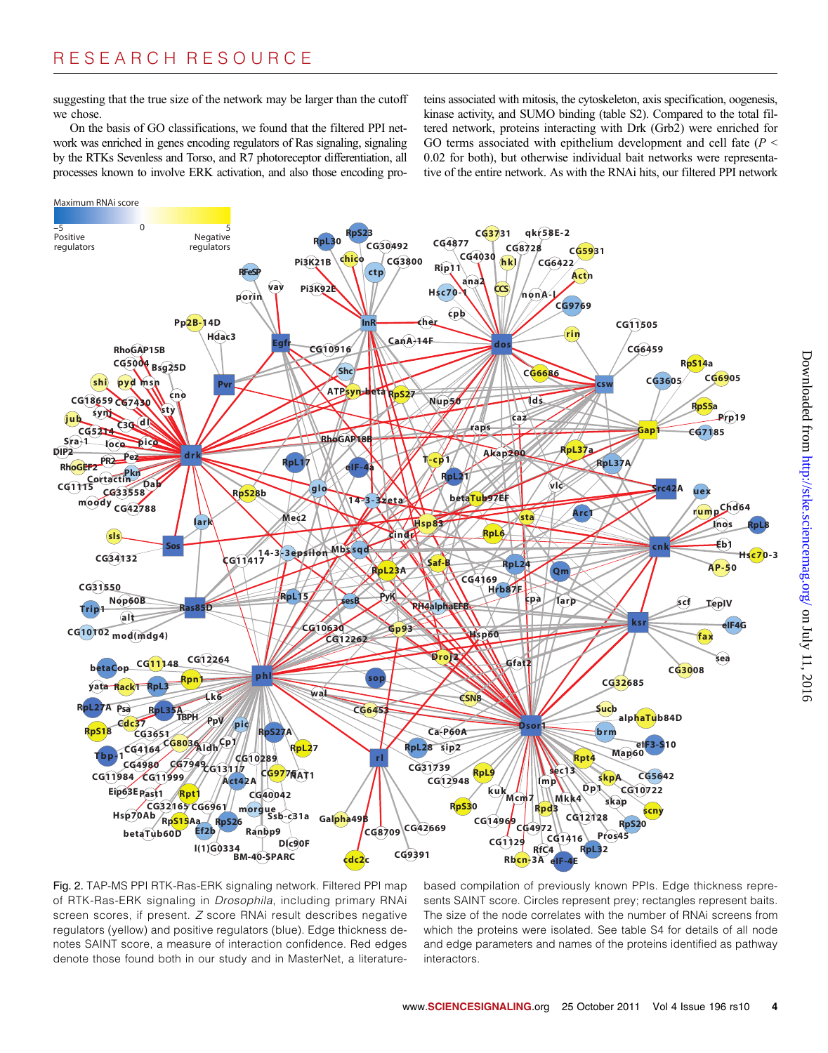suggesting that the true size of the network may be larger than the cutoff we chose.

On the basis of GO classifications, we found that the filtered PPI network was enriched in genes encoding regulators of Ras signaling, signaling by the RTKs Sevenless and Torso, and R7 photoreceptor differentiation, all processes known to involve ERK activation, and also those encoding proteins associated with mitosis, the cytoskeleton, axis specification, oogenesis, kinase activity, and SUMO binding (table S2). Compared to the total filtered network, proteins interacting with Drk (Grb2) were enriched for GO terms associated with epithelium development and cell fate ($P < 0.02$ for both), but otherwise individual bait networks were representative of the entire network. As with the RNAi hits, our filtered PPI network

Fig. 2. TAP-MS PPI RTK-Ras-ERK signaling network. Filtered PPI map of RTK-Ras-ERK signaling in *Drosophila*, including primary RNAi screen scores, if present. *Z* score RNAi result describes negative regulators (yellow) and positive regulators (blue). Edge thickness denotes SAINT score, a measure of interaction confidence. Red edges denote those found both in our study and in MasterNet, a literature-based compilation of previously known PPIs. Edge thickness represents SAINT score. Circles represent prey; rectangles represent baits. The size of the node correlates with the number of RNAi screens from which the proteins were isolated. See table S4 for details of all node and edge parameters and names of the proteins identified as pathway interactors.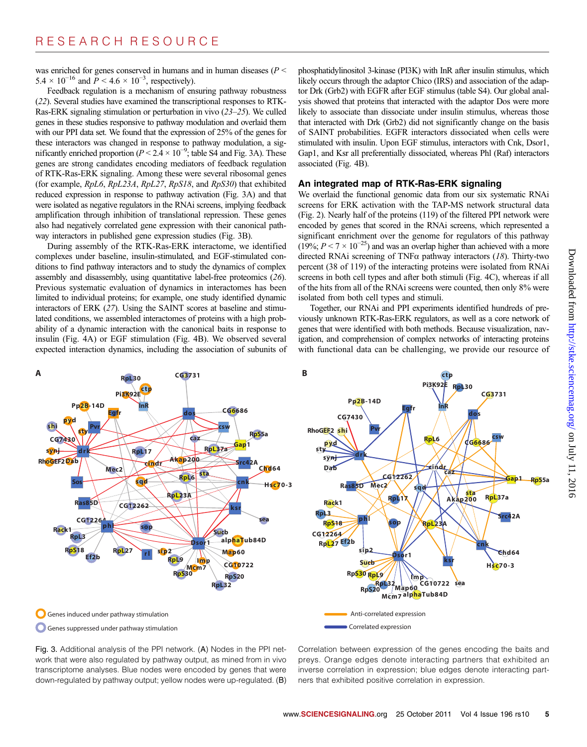was enriched for genes conserved in humans and in human diseases ($P < 5.4 \times 10^{-16}$ and $P < 4.6 \times 10^{-3}$, respectively).

Feedback regulation is a mechanism of ensuring pathway robustness (22). Several studies have examined the transcriptional responses to RTK-Ras-ERK signaling stimulation or perturbation in vivo (23–25). We culled genes in these studies responsive to pathway modulation and overlaid them with our PPI data set. We found that the expression of 25% of the genes for these interactors was changed in response to pathway modulation, a significantly enriched proportion ($P < 2.4 \times 10^{-9}$; table S4 and Fig. 3A). These genes are strong candidates encoding mediators of feedback regulation of RTK-Ras-ERK signaling. Among these were several ribosomal genes (for example, *RpL6*, *RpL23A*, *RpL27*, *RpS18*, and *RpS30*) that exhibited reduced expression in response to pathway activation (Fig. 3A) and that were isolated as negative regulators in the RNAi screens, implying feedback amplification through inhibition of translational repression. These genes also had negatively correlated gene expression with their canonical pathway interactors in published gene expression studies (Fig. 3B).

During assembly of the RTK-Ras-ERK interactome, we identified complexes under baseline, insulin-stimulated, and EGF-stimulated conditions to find pathway interactors and to study the dynamics of complex assembly and disassembly, using quantitative label-free proteomics (26). Previous systematic evaluation of dynamics in interactomes has been limited to individual proteins; for example, one study identified dynamic interactors of ERK (27). Using the SAINT scores at baseline and stimulated conditions, we assembled interactomes of proteins with a high probability of a dynamic interaction with the canonical baits in response to insulin (Fig. 4A) or EGF stimulation (Fig. 4B). We observed several expected interaction dynamics, including the association of subunits of phosphatidylinositol 3-kinase (PI3K) with InR after insulin stimulus, which likely occurs through the adaptor Chico (IRS) and association of the adaptor Drk (Grb2) with EGFR after EGF stimulus (table S4). Our global analysis showed that proteins that interacted with the adaptor Dos were more likely to associate than dissociate under insulin stimulus, whereas those that interacted with Drk (Grb2) did not significantly change on the basis of SAINT probabilities. EGFR interactors dissociated when cells were stimulated with insulin. Upon EGF stimulus, interactors with Cnk, Dsor1, Gap1, and Ksr all preferentially dissociated, whereas Phl (Raf) interactors associated (Fig. 4B).

## An integrated map of RTK-Ras-ERK signaling

We overlaid the functional genomic data from our six systematic RNAi screens for ERK activation with the TAP-MS network structural data (Fig. 2). Nearly half of the proteins (119) of the filtered PPI network were encoded by genes that scored in the RNAi screens, which represented a significant enrichment over the genome for regulators of this pathway (19%; $P < 7 \times 10^{-25}$) and was an overlap higher than achieved with a more directed RNAi screening of TNFα pathway interactors (18). Thirty-two percent (38 of 119) of the interacting proteins were isolated from RNAi screens in both cell types and after both stimuli (Fig. 4C), whereas if all of the hits from all of the RNAi screens were counted, then only 8% were isolated from both cell types and stimuli.

Together, our RNAi and PPI experiments identified hundreds of previously unknown RTK-Ras-ERK regulators, as well as a core network of genes that were identified with both methods. Because visualization, navigation, and comprehension of complex networks of interacting proteins with functional data can be challenging, we provide our resource of

Fig. 3. Additional analysis of the PPI network. (A) Nodes in the PPI network that were also regulated by pathway output, as mined from in vivo transcriptome analyses. Blue nodes were encoded by genes that were down-regulated by pathway output; yellow nodes were up-regulated. (B) Correlation between expression of the genes encoding the baits and preys. Orange edges denote interacting partners that exhibited an inverse correlation in expression; blue edges denote interacting partners that exhibited positive correlation in expression.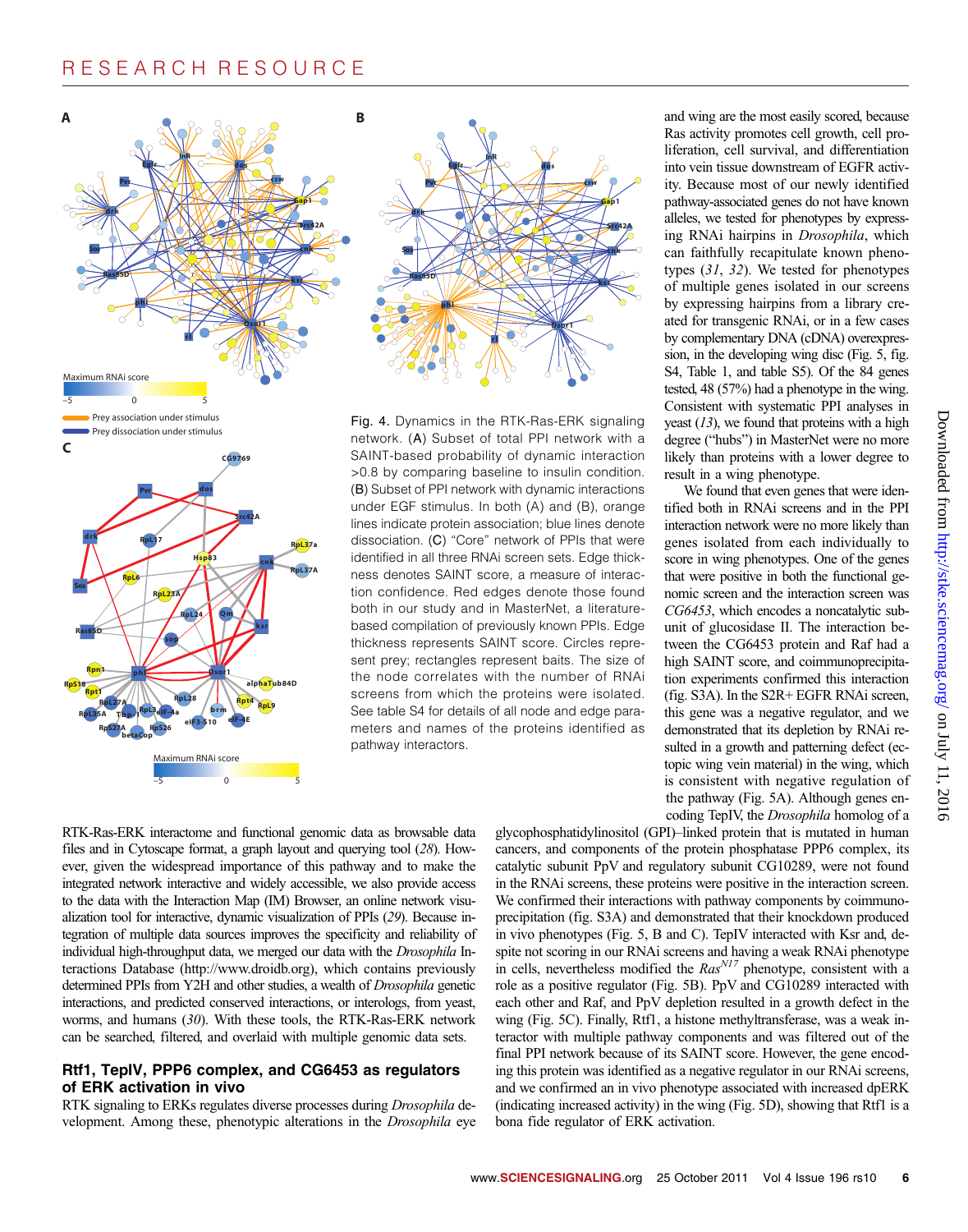and wing are the most easily scored, because Ras activity promotes cell growth, cell proliferation, cell survival, and differentiation into vein tissue downstream of EGFR activity. Because most of our newly identified pathway-associated genes do not have known alleles, we tested for phenotypes by expressing RNAi hairpins in *Drosophila*, which can faithfully recapitulate known phenotypes (*31*, *32*). We tested for phenotypes of multiple genes isolated in our screens by expressing hairpins from a library created for transgenic RNAi, or in a few cases by complementary DNA (cDNA) overexpression, in the developing wing disc (Fig. 5, fig. S4, Table 1, and table S5). Of the 84 genes tested, 48 (57%) had a phenotype in the wing. Consistent with systematic PPI analyses in yeast (*13*), we found that proteins with a high degree ("hubs") in MasterNet were no more likely than proteins with a lower degree to result in a wing phenotype.

We found that even genes that were identified both in RNAi screens and in the PPI interaction network were no more likely than genes isolated from each individually to score in wing phenotypes. One of the genes that were positive in both the functional genomic screen and the interaction screen was *CG6453*, which encodes a noncatalytic subunit of glucosidase II. The interaction between the CG6453 protein and Raf had a high SAINT score, and coimmunoprecipitation experiments confirmed this interaction (fig. S3A). In the S2R+ EGFR RNAi screen, this gene was a negative regulator, and we demonstrated that its depletion by RNAi resulted in a growth and patterning defect (ectopic wing vein material) in the wing, which is consistent with negative regulation of the pathway (Fig. 5A). Although genes encoding TepIV, the *Drosophila* homolog of a

Fig. 4. Dynamics in the RTK-Ras-ERK signaling network. (A) Subset of total PPI network with a SAINT-based probability of dynamic interaction >0.8 by comparing baseline to insulin condition. (B) Subset of PPI network with dynamic interactions under EGF stimulus. In both (A) and (B), orange lines indicate protein association; blue lines denote dissociation. (C) "Core" network of PPIs that were identified in all three RNAi screen sets. Edge thickness denotes SAINT score, a measure of interaction confidence. Red edges denote those found both in our study and in MasterNet, a literature-based compilation of previously known PPIs. Edge thickness represents SAINT score. Circles represent prey; rectangles represent baits. The size of the node correlates with the number of RNAi screens from which the proteins were isolated. See table S4 for details of all node and edge parameters and names of the proteins identified as pathway interactors.

RTK-Ras-ERK interactome and functional genomic data as browsable data files and in Cytoscape format, a graph layout and querying tool (*28*). However, given the widespread importance of this pathway and to make the integrated network interactive and widely accessible, we also provide access to the data with the Interaction Map (IM) Browser, an online network visualization tool for interactive, dynamic visualization of PPIs (*29*). Because integration of multiple data sources improves the specificity and reliability of individual high-throughput data, we merged our data with the *Drosophila* Interactions Database (http://www.droidb.org), which contains previously determined PPIs from Y2H and other studies, a wealth of *Drosophila* genetic interactions, and predicted conserved interactions, or interologs, from yeast, worms, and humans (*30*). With these tools, the RTK-Ras-ERK network can be searched, filtered, and overlaid with multiple genomic data sets.

## Rtf1, TepIV, PPP6 complex, and CG6453 as regulators of ERK activation in vivo

RTK signaling to ERKs regulates diverse processes during *Drosophila* development. Among these, phenotypic alterations in the *Drosophila* eye

glycophosphatidylinositol (GPI)–linked protein that is mutated in human cancers, and components of the protein phosphatase PPP6 complex, its catalytic subunit PpV and regulatory subunit CG10289, were not found in the RNAi screens, these proteins were positive in the interaction screen. We confirmed their interactions with pathway components by coimmunoprecipitation (fig. S3A) and demonstrated that their knockdown produced in vivo phenotypes (Fig. 5, B and C). TepIV interacted with Ksr and, despite not scoring in our RNAi screens and having a weak RNAi phenotype in cells, nevertheless modified the $Ras^{N17}$ phenotype, consistent with a role as a positive regulator (Fig. 5B). PpV and CG10289 interacted with each other and Raf, and PpV depletion resulted in a growth defect in the wing (Fig. 5C). Finally, Rtf1, a histone methyltransferase, was a weak interactor with multiple pathway components and was filtered out of the final PPI network because of its SAINT score. However, the gene encoding this protein was identified as a negative regulator in our RNAi screens, and we confirmed an in vivo phenotype associated with increased dpERK (indicating increased activity) in the wing (Fig. 5D), showing that Rtf1 is a bona fide regulator of ERK activation.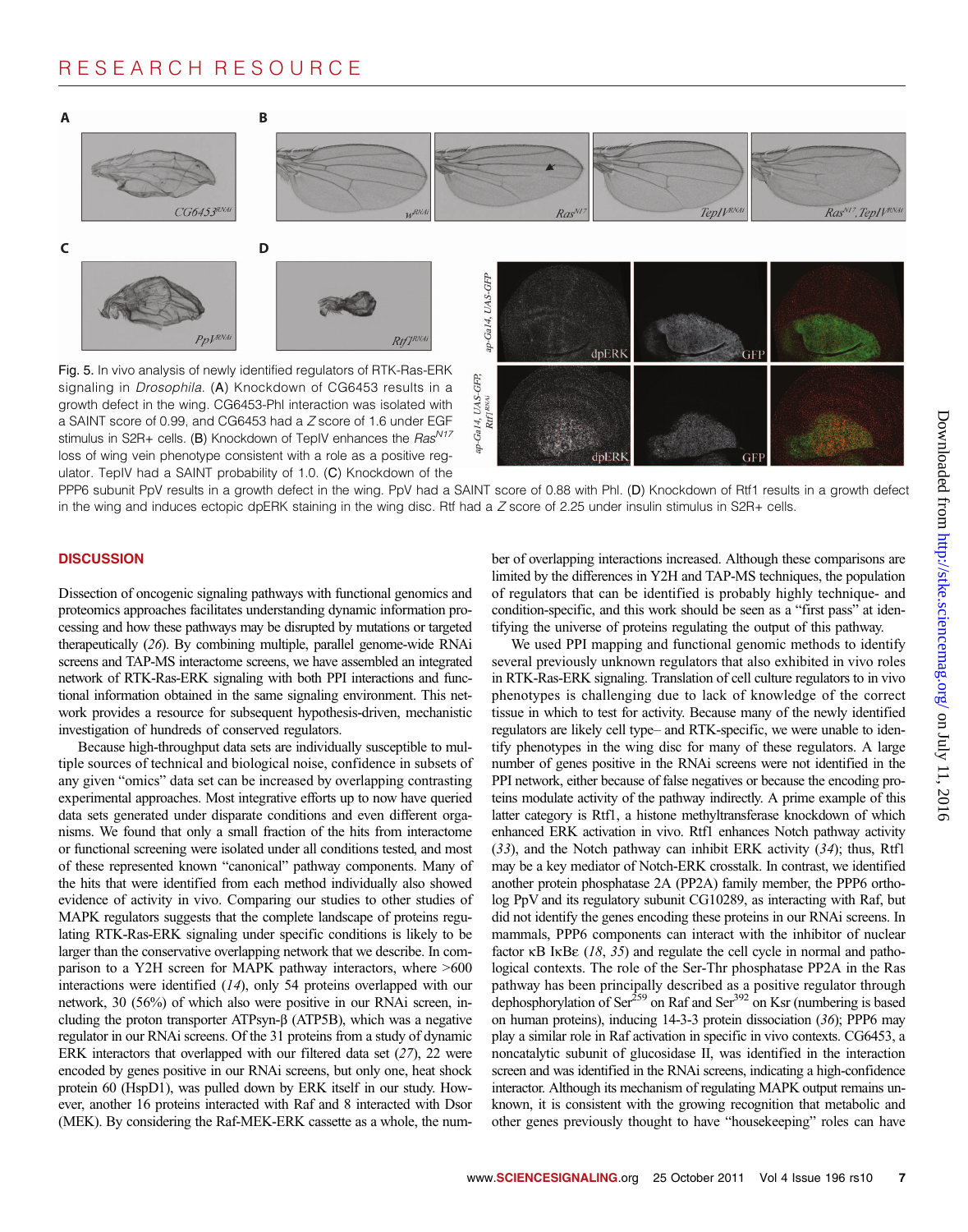Fig. 5. In vivo analysis of newly identified regulators of RTK-Ras-ERK signaling in *Drosophila*. (**A**) Knockdown of CG6453 results in a growth defect in the wing. CG6453-Phl interaction was isolated with a SAINT score of 0.99, and CG6453 had a *Z* score of 1.6 under EGF stimulus in S2R+ cells. (**B**) Knockdown of TepIV enhances the $Ras^{N17}$ loss of wing vein phenotype consistent with a role as a positive regulator. TepIV had a SAINT probability of 1.0. (**C**) Knockdown of the PPP6 subunit PpV results in a growth defect in the wing. PpV had a SAINT score of 0.88 with Phl. (**D**) Knockdown of Rtf1 results in a growth defect in the wing and induces ectopic dpERK staining in the wing disc. Rtf had a *Z* score of 2.25 under insulin stimulus in S2R+ cells.

## DISCUSSION

Dissection of oncogenic signaling pathways with functional genomics and proteomics approaches facilitates understanding dynamic information processing and how these pathways may be disrupted by mutations or targeted therapeutically (*26*). By combining multiple, parallel genome-wide RNAi screens and TAP-MS interactome screens, we have assembled an integrated network of RTK-Ras-ERK signaling with both PPI interactions and functional information obtained in the same signaling environment. This network provides a resource for subsequent hypothesis-driven, mechanistic investigation of hundreds of conserved regulators.

Because high-throughput data sets are individually susceptible to multiple sources of technical and biological noise, confidence in subsets of any given "omics" data set can be increased by overlapping contrasting experimental approaches. Most integrative efforts up to now have queried data sets generated under disparate conditions and even different organisms. We found that only a small fraction of the hits from interactome or functional screening were isolated under all conditions tested, and most of these represented known "canonical" pathway components. Many of the hits that were identified from each method individually also showed evidence of activity in vivo. Comparing our studies to other studies of MAPK regulators suggests that the complete landscape of proteins regulating RTK-Ras-ERK signaling under specific conditions is likely to be larger than the conservative overlapping network that we describe. In comparison to a Y2H screen for MAPK pathway interactors, where >600 interactions were identified (*14*), only 54 proteins overlapped with our network, 30 (56%) of which also were positive in our RNAi screen, including the proton transporter ATPsyn-β (ATP5B), which was a negative regulator in our RNAi screens. Of the 31 proteins from a study of dynamic ERK interactors that overlapped with our filtered data set (*27*), 22 were encoded by genes positive in our RNAi screens, but only one, heat shock protein 60 (HspD1), was pulled down by ERK itself in our study. However, another 16 proteins interacted with Raf and 8 interacted with Dsor (MEK). By considering the Raf-MEK-ERK cassette as a whole, the number of overlapping interactions increased. Although these comparisons are limited by the differences in Y2H and TAP-MS techniques, the population of regulators that can be identified is probably highly technique- and condition-specific, and this work should be seen as a "first pass" at identifying the universe of proteins regulating the output of this pathway.

We used PPI mapping and functional genomic methods to identify several previously unknown regulators that also exhibited in vivo roles in RTK-Ras-ERK signaling. Translation of cell culture regulators to in vivo phenotypes is challenging due to lack of knowledge of the correct tissue in which to test for activity. Because many of the newly identified regulators are likely cell type– and RTK-specific, we were unable to identify phenotypes in the wing disc for many of these regulators. A large number of genes positive in the RNAi screens were not identified in the PPI network, either because of false negatives or because the encoding proteins modulate activity of the pathway indirectly. A prime example of this latter category is Rtf1, a histone methyltransferase knockdown of which enhanced ERK activation in vivo. Rtf1 enhances Notch pathway activity (*33*), and the Notch pathway can inhibit ERK activity (*34*); thus, Rtf1 may be a key mediator of Notch-ERK crosstalk. In contrast, we identified another protein phosphatase 2A (PP2A) family member, the PPP6 ortholog PpV and its regulatory subunit CG10289, as interacting with Raf, but did not identify the genes encoding these proteins in our RNAi screens. In mammals, PPP6 components can interact with the inhibitor of nuclear factor κB IκBε (*18*, *35*) and regulate the cell cycle in normal and pathological contexts. The role of the Ser-Thr phosphatase PP2A in the Ras pathway has been principally described as a positive regulator through dephosphorylation of $Ser^{259}$ on Raf and $Ser^{392}$ on Ksr (numbering is based on human proteins), inducing 14-3-3 protein dissociation (*36*); PPP6 may play a similar role in Raf activation in specific in vivo contexts. CG6453, a noncatalytic subunit of glucosidase II, was identified in the interaction screen and was identified in the RNAi screens, indicating a high-confidence interactor. Although its mechanism of regulating MAPK output remains unknown, it is consistent with the growing recognition that metabolic and other genes previously thought to have "housekeeping" roles can have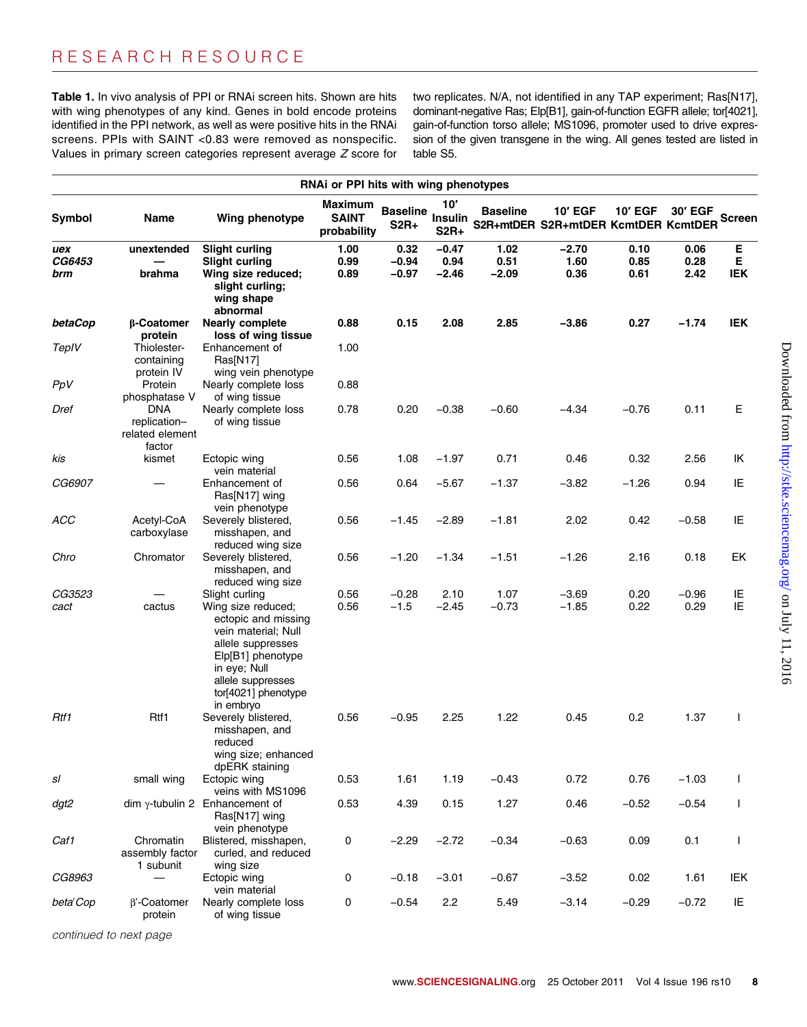**Table 1.** In vivo analysis of PPI or RNAi screen hits. Shown are hits with wing phenotypes of any kind. Genes in bold encode proteins identified in the PPI network, as well as were positive hits in the RNAi screens. PPIs with SAINT <0.83 were removed as nonspecific. Values in primary screen categories represent average Z score for two replicates. N/A, not identified in any TAP experiment; Ras[N17], dominant-negative Ras; Elp[B1], gain-of-function EGFR allele; tor[4021], gain-of-function torso allele; MS1096, promoter used to drive expression of the given transgene in the wing. All genes tested are listed in table S5.

| RNAi or PPI hits with wing phenotypes | | | | | | | | | | |
|---|---|---|---|---|---|---|---|---|---|---|
| Symbol | Name | Wing phenotype | Maximum SAINT probability | Baseline S2R+ | 10′ Insulin S2R+ | Baseline S2R+mtDER | 10′ EGF S2R+mtDER | 10′ EGF KcmtDER | 30′ EGF KcmtDER | Screen |
| ***uex*** | **unextended** | **Slight curling** | **1.00** | **0.32** | **−0.47** | **1.02** | **−2.70** | **0.10** | **0.06** | **E** |
| ***CG6453*** | **—** | **Slight curling** | **0.99** | **−0.94** | **0.94** | **0.51** | **1.60** | **0.85** | **0.28** | **E** |
| ***brm*** | **brahma** | **Wing size reduced; slight curling; wing shape abnormal** | **0.89** | **−0.97** | **−2.46** | **−2.09** | **0.36** | **0.61** | **2.42** | **IEK** |
| ***betaCop*** | **β-Coatomer protein** | **Nearly complete loss of wing tissue** | **0.88** | **0.15** | **2.08** | **2.85** | **−3.86** | **0.27** | **−1.74** | **IEK** |
| *TepIV* | Thiolester-containing protein IV | Enhancement of Ras[N17] wing vein phenotype | 1.00 | | | | | | | |
| *PpV* | Protein phosphatase V | Nearly complete loss of wing tissue | 0.88 | | | | | | | |
| *Dref* | DNA replication–related element factor | Nearly complete loss of wing tissue | 0.78 | 0.20 | −0.38 | −0.60 | −4.34 | −0.76 | 0.11 | E |
| *kis* | kismet | Ectopic wing vein material | 0.56 | 1.08 | −1.97 | 0.71 | 0.46 | 0.32 | 2.56 | IK |
| *CG6907* | — | Enhancement of Ras[N17] wing vein phenotype | 0.56 | 0.64 | −5.67 | −1.37 | −3.82 | −1.26 | 0.94 | IE |
| *ACC* | Acetyl-CoA carboxylase | Severely blistered, misshapen, and reduced wing size | 0.56 | −1.45 | −2.89 | −1.81 | 2.02 | 0.42 | −0.58 | IE |
| *Chro* | Chromator | Severely blistered, misshapen, and reduced wing size | 0.56 | −1.20 | −1.34 | −1.51 | −1.26 | 2.16 | 0.18 | EK |
| *CG3523* | — | Slight curling | 0.56 | −0.28 | 2.10 | 1.07 | −3.69 | 0.20 | −0.96 | IE |
| *cact* | cactus | Wing size reduced; ectopic and missing vein material; Null allele suppresses Elp[B1] phenotype in eye; Null allele suppresses tor[4021] phenotype in embryo | 0.56 | −1.5 | −2.45 | −0.73 | −1.85 | 0.22 | 0.29 | IE |
| *Rtf1* | Rtf1 | Severely blistered, misshapen, and reduced wing size; enhanced dpERK staining | 0.56 | −0.95 | 2.25 | 1.22 | 0.45 | 0.2 | 1.37 | I |
| *sl* | small wing | Ectopic wing veins with MS1096 | 0.53 | 1.61 | 1.19 | −0.43 | 0.72 | 0.76 | −1.03 | I |
| *dgt2* | dim γ-tubulin 2 | Enhancement of Ras[N17] wing vein phenotype | 0.53 | 4.39 | 0.15 | 1.27 | 0.46 | −0.52 | −0.54 | I |
| *Caf1* | Chromatin assembly factor 1 subunit | Blistered, misshapen, curled, and reduced wing size | 0 | −2.29 | −2.72 | −0.34 | −0.63 | 0.09 | 0.1 | I |
| *CG8963* | — | Ectopic wing vein material | 0 | −0.18 | −3.01 | −0.67 | −3.52 | 0.02 | 1.61 | IEK |
| *beta′Cop* | β′-Coatomer protein | Nearly complete loss of wing tissue | 0 | −0.54 | 2.2 | 5.49 | −3.14 | −0.29 | −0.72 | IE |

*continued to next page*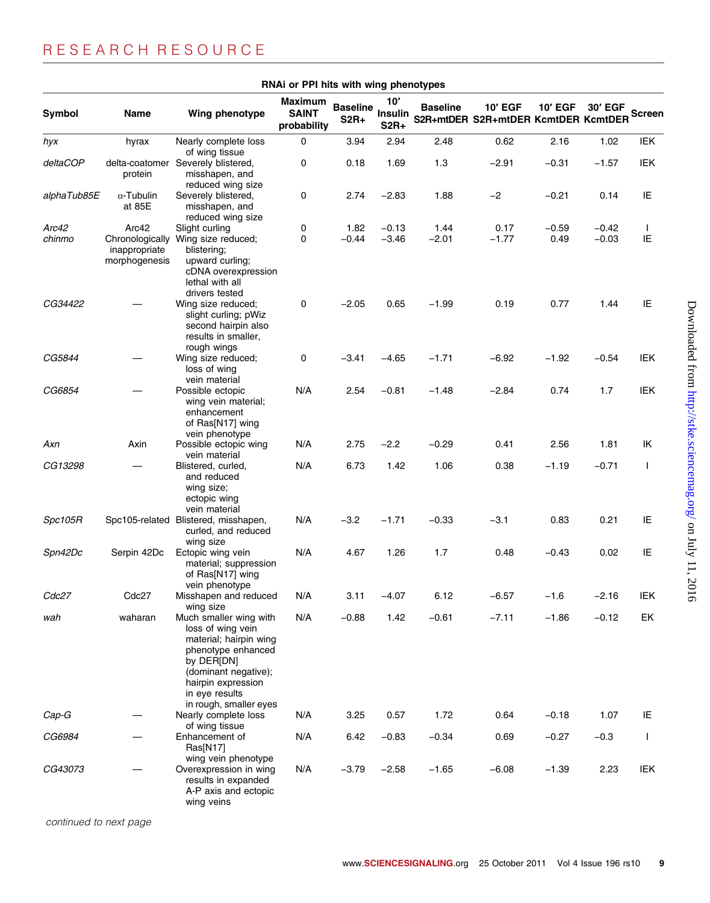**RNAi or PPI hits with wing phenotypes**

| Symbol | Name | Wing phenotype | Maximum SAINT probability | Baseline S2R+ | 10′ Insulin S2R+ | Baseline S2R+mtDER | 10′ EGF S2R+mtDER | 10′ EGF KcmtDER | 30′ EGF KcmtDER | Screen |
|---|---|---|---|---|---|---|---|---|---|---|
| *hyx* | hyrax | Nearly complete loss of wing tissue | 0 | 3.94 | 2.94 | 2.48 | 0.62 | 2.16 | 1.02 | IEK |
| *deltaCOP* | delta-coatomer protein | Severely blistered, misshapen, and reduced wing size | 0 | 0.18 | 1.69 | 1.3 | −2.91 | −0.31 | −1.57 | IEK |
| *alphaTub85E* | α-Tubulin at 85E | Severely blistered, misshapen, and reduced wing size | 0 | 2.74 | −2.83 | 1.88 | −2 | −0.21 | 0.14 | IE |
| *Arc42* | Arc42 | Slight curling | 0 | 1.82 | −0.13 | 1.44 | 0.17 | −0.59 | −0.42 | I |
| *chinmo* | Chronologically inappropriate morphogenesis | Wing size reduced; blistering; upward curling; cDNA overexpression lethal with all drivers tested | 0 | −0.44 | −3.46 | −2.01 | −1.77 | 0.49 | −0.03 | IE |
| *CG34422* | — | Wing size reduced; slight curling; pWiz second hairpin also results in smaller, rough wings | 0 | −2.05 | 0.65 | −1.99 | 0.19 | 0.77 | 1.44 | IE |
| *CG5844* | — | Wing size reduced; loss of wing vein material | 0 | −3.41 | −4.65 | −1.71 | −6.92 | −1.92 | −0.54 | IEK |
| *CG6854* | — | Possible ectopic wing vein material; enhancement of Ras[N17] wing vein phenotype | N/A | 2.54 | −0.81 | −1.48 | −2.84 | 0.74 | 1.7 | IEK |
| *Axn* | Axin | Possible ectopic wing vein material | N/A | 2.75 | −2.2 | −0.29 | 0.41 | 2.56 | 1.81 | IK |
| *CG13298* | — | Blistered, curled, and reduced wing size; ectopic wing vein material | N/A | 6.73 | 1.42 | 1.06 | 0.38 | −1.19 | −0.71 | I |
| *Spc105R* | Spc105-related | Blistered, misshapen, curled, and reduced wing size | N/A | −3.2 | −1.71 | −0.33 | −3.1 | 0.83 | 0.21 | IE |
| *Spn42Dc* | Serpin 42Dc | Ectopic wing vein material; suppression of Ras[N17] wing vein phenotype | N/A | 4.67 | 1.26 | 1.7 | 0.48 | −0.43 | 0.02 | IE |
| *Cdc27* | Cdc27 | Misshapen and reduced wing size | N/A | 3.11 | −4.07 | 6.12 | −6.57 | −1.6 | −2.16 | IEK |
| *wah* | waharan | Much smaller wing with loss of wing vein material; hairpin wing phenotype enhanced by DER[DN] (dominant negative); hairpin expression in eye results in rough, smaller eyes | N/A | −0.88 | 1.42 | −0.61 | −7.11 | −1.86 | −0.12 | EK |
| *Cap-G* | — | Nearly complete loss of wing tissue | N/A | 3.25 | 0.57 | 1.72 | 0.64 | −0.18 | 1.07 | IE |
| *CG6984* | — | Enhancement of Ras[N17] wing vein phenotype | N/A | 6.42 | −0.83 | −0.34 | 0.69 | −0.27 | −0.3 | I |
| *CG43073* | — | Overexpression in wing results in expanded A-P axis and ectopic wing veins | N/A | −3.79 | −2.58 | −1.65 | −6.08 | −1.39 | 2.23 | IEK |

*continued to next page*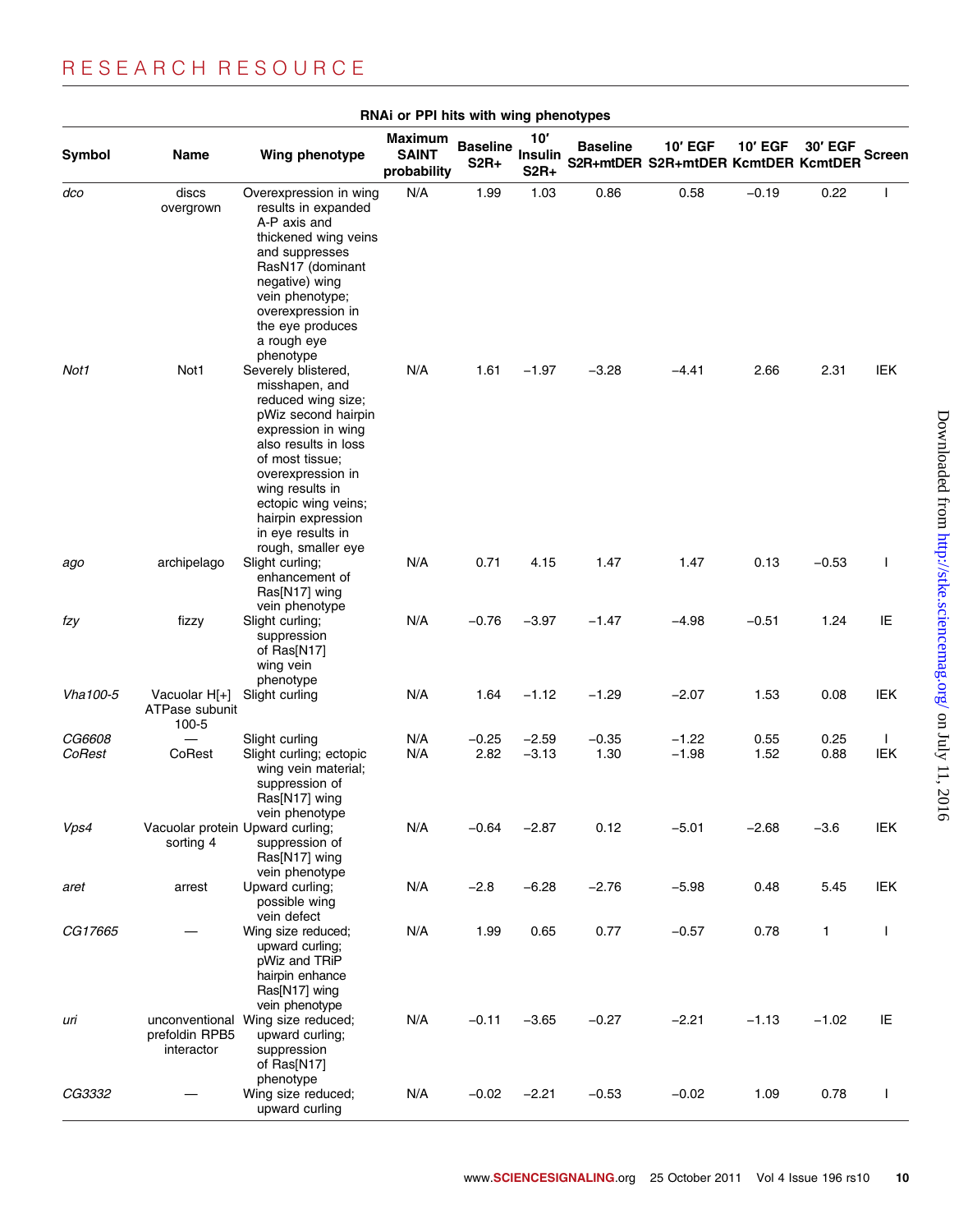**RNAi or PPI hits with wing phenotypes**

| Symbol | Name | Wing phenotype | Maximum SAINT probability | Baseline S2R+ | 10′ Insulin S2R+ | Baseline S2R+mtDER | 10′ EGF S2R+mtDER | 10′ EGF KcmtDER | 30′ EGF KcmtDER | Screen |
|---|---|---|---|---|---|---|---|---|---|---|
| *dco* | discs overgrown | Overexpression in wing results in expanded A-P axis and thickened wing veins and suppresses RasN17 (dominant negative) wing vein phenotype; overexpression in the eye produces a rough eye phenotype | N/A | 1.99 | 1.03 | 0.86 | 0.58 | −0.19 | 0.22 | I |
| *Not1* | Not1 | Severely blistered, misshapen, and reduced wing size; pWiz second hairpin expression in wing also results in loss of most tissue; overexpression in wing results in ectopic wing veins; hairpin expression in eye results in rough, smaller eye | N/A | 1.61 | −1.97 | −3.28 | −4.41 | 2.66 | 2.31 | IEK |
| *ago* | archipelago | Slight curling; enhancement of Ras[N17] wing vein phenotype | N/A | 0.71 | 4.15 | 1.47 | 1.47 | 0.13 | −0.53 | I |
| *fzy* | fizzy | Slight curling; suppression of Ras[N17] wing vein phenotype | N/A | −0.76 | −3.97 | −1.47 | −4.98 | −0.51 | 1.24 | IE |
| *Vha100-5* | Vacuolar H[+] ATPase subunit 100-5 | Slight curling | N/A | 1.64 | −1.12 | −1.29 | −2.07 | 1.53 | 0.08 | IEK |
| *CG6608* | — | Slight curling | N/A | −0.25 | −2.59 | −0.35 | −1.22 | 0.55 | 0.25 | I |
| *CoRest* | CoRest | Slight curling; ectopic wing vein material; suppression of Ras[N17] wing vein phenotype | N/A | 2.82 | −3.13 | 1.30 | −1.98 | 1.52 | 0.88 | IEK |
| *Vps4* | Vacuolar protein sorting 4 | Upward curling; suppression of Ras[N17] wing vein phenotype | N/A | −0.64 | −2.87 | 0.12 | −5.01 | −2.68 | −3.6 | IEK |
| *aret* | arrest | Upward curling; possible wing vein defect | N/A | −2.8 | −6.28 | −2.76 | −5.98 | 0.48 | 5.45 | IEK |
| *CG17665* | — | Wing size reduced; upward curling; pWiz and TRiP hairpin enhance Ras[N17] wing vein phenotype | N/A | 1.99 | 0.65 | 0.77 | −0.57 | 0.78 | 1 | I |
| *uri* | unconventional prefoldin RPB5 interactor | Wing size reduced; upward curling; suppression of Ras[N17] phenotype | N/A | −0.11 | −3.65 | −0.27 | −2.21 | −1.13 | −1.02 | IE |
| *CG3332* | — | Wing size reduced; upward curling | N/A | −0.02 | −2.21 | −0.53 | −0.02 | 1.09 | 0.78 | I |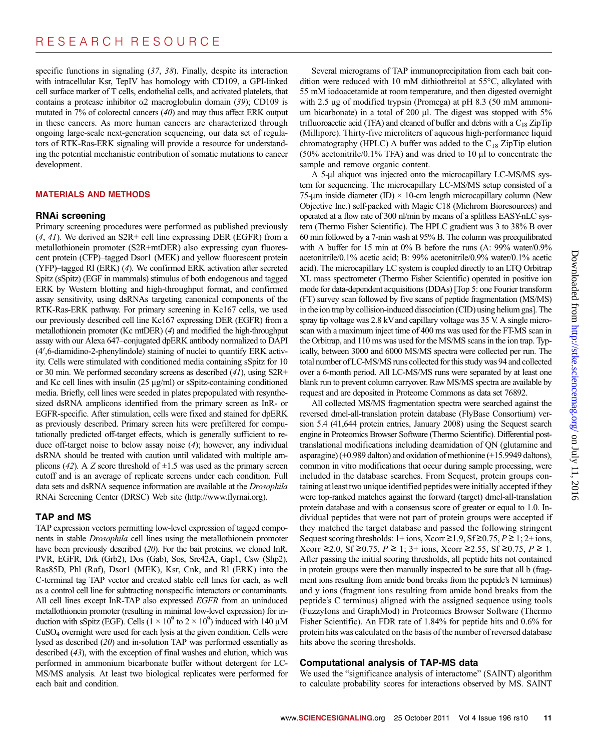specific functions in signaling (*37*, *38*). Finally, despite its interaction with intracellular Ksr, TepIV has homology with CD109, a GPI-linked cell surface marker of T cells, endothelial cells, and activated platelets, that contains a protease inhibitor α2 macroglobulin domain (*39*); CD109 is mutated in 7% of colorectal cancers (*40*) and may thus affect ERK output in these cancers. As more human cancers are characterized through ongoing large-scale next-generation sequencing, our data set of regulators of RTK-Ras-ERK signaling will provide a resource for understanding the potential mechanistic contribution of somatic mutations to cancer development.

## MATERIALS AND METHODS

### RNAi screening

Primary screening procedures were performed as published previously (*4*, *41*). We derived an S2R+ cell line expressing DER (EGFR) from a metallothionein promoter (S2R+mtDER) also expressing cyan fluorescent protein (CFP)–tagged Dsor1 (MEK) and yellow fluorescent protein (YFP)–tagged Rl (ERK) (*4*). We confirmed ERK activation after secreted Spitz (sSpitz) (EGF in mammals) stimulus of both endogenous and tagged ERK by Western blotting and high-throughput format, and confirmed assay sensitivity, using dsRNAs targeting canonical components of the RTK-Ras-ERK pathway. For primary screening in Kc167 cells, we used our previously described cell line Kc167 expressing DER (EGFR) from a metallothionein promoter (Kc mtDER) (*4*) and modified the high-throughput assay with our Alexa 647–conjugated dpERK antibody normalized to DAPI (4′,6-diamidino-2-phenylindole) staining of nuclei to quantify ERK activity. Cells were stimulated with conditioned media containing sSpitz for 10 or 30 min. We performed secondary screens as described (*41*), using S2R+ and Kc cell lines with insulin (25 μg/ml) or sSpitz-containing conditioned media. Briefly, cell lines were seeded in plates prepopulated with resynthesized dsRNA amplicons identified from the primary screen as InR- or EGFR-specific. After stimulation, cells were fixed and stained for dpERK as previously described. Primary screen hits were prefiltered for computationally predicted off-target effects, which is generally sufficient to reduce off-target noise to below assay noise (*4*); however, any individual dsRNA should be treated with caution until validated with multiple amplicons (*42*). A *Z* score threshold of ±1.5 was used as the primary screen cutoff and is an average of replicate screens under each condition. Full data sets and dsRNA sequence information are available at the *Drosophila* RNAi Screening Center (DRSC) Web site (http://www.flyrnai.org).

### TAP and MS

TAP expression vectors permitting low-level expression of tagged components in stable *Drosophila* cell lines using the metallothionein promoter have been previously described (*20*). For the bait proteins, we cloned InR, PVR, EGFR, Drk (Grb2), Dos (Gab), Sos, Src42A, Gap1, Csw (Shp2), Ras85D, Phl (Raf), Dsor1 (MEK), Ksr, Cnk, and Rl (ERK) into the C-terminal tag TAP vector and created stable cell lines for each, as well as a control cell line for subtracting nonspecific interactors or contaminants. All cell lines except InR-TAP also expressed *EGFR* from an uninduced metallothionein promoter (resulting in minimal low-level expression) for induction with sSpitz (EGF). Cells ($1 \times 10^9$ to $2 \times 10^9$) induced with 140 μM $CuSO_4$ overnight were used for each lysis at the given condition. Cells were lysed as described (*20*) and in-solution TAP was performed essentially as described (*43*), with the exception of final washes and elution, which was performed in ammonium bicarbonate buffer without detergent for LC-MS/MS analysis. At least two biological replicates were performed for each bait and condition.

Several micrograms of TAP immunoprecipitation from each bait condition were reduced with 10 mM dithiothreitol at 55°C, alkylated with 55 mM iodoacetamide at room temperature, and then digested overnight with 2.5 μg of modified trypsin (Promega) at pH 8.3 (50 mM ammonium bicarbonate) in a total of 200 μl. The digest was stopped with 5% trifluoroacetic acid (TFA) and cleaned of buffer and debris with a $C_{18}$ ZipTip (Millipore). Thirty-five microliters of aqueous high-performance liquid chromatography (HPLC) A buffer was added to the $C_{18}$ ZipTip elution (50% acetonitrile/0.1% TFA) and was dried to 10 μl to concentrate the sample and remove organic content.

A 5-μl aliquot was injected onto the microcapillary LC-MS/MS system for sequencing. The microcapillary LC-MS/MS setup consisted of a 75-μm inside diameter (ID) × 10-cm length microcapillary column (New Objective Inc.) self-packed with Magic C18 (Michrom Bioresources) and operated at a flow rate of 300 nl/min by means of a splitless EASY-nLC system (Thermo Fisher Scientific). The HPLC gradient was 3 to 38% B over 60 min followed by a 7-min wash at 95% B. The column was preequilibrated with A buffer for 15 min at 0% B before the runs (A: 99% water/0.9% acetonitrile/0.1% acetic acid; B: 99% acetonitrile/0.9% water/0.1% acetic acid). The microcapillary LC system is coupled directly to an LTQ Orbitrap XL mass spectrometer (Thermo Fisher Scientific) operated in positive ion mode for data-dependent acquisitions (DDAs) [Top 5: one Fourier transform (FT) survey scan followed by five scans of peptide fragmentation (MS/MS) in the ion trap by collision-induced dissociation (CID) using helium gas]. The spray tip voltage was 2.8 kV and capillary voltage was 35 V. A single microscan with a maximum inject time of 400 ms was used for the FT-MS scan in the Orbitrap, and 110 ms was used for the MS/MS scans in the ion trap. Typically, between 3000 and 6000 MS/MS spectra were collected per run. The total number of LC-MS/MS runs collected for this study was 94 and collected over a 6-month period. All LC-MS/MS runs were separated by at least one blank run to prevent column carryover. Raw MS/MS spectra are available by request and are deposited in Proteome Commons as data set 76892.

All collected MS/MS fragmentation spectra were searched against the reversed dmel-all-translation protein database (FlyBase Consortium) version 5.4 (41,644 protein entries, January 2008) using the Sequest search engine in Proteomics Browser Software (Thermo Scientific). Differential post-translational modifications including deamidation of QN (glutamine and asparagine) (+0.989 dalton) and oxidation of methionine (+15.9949 daltons), common in vitro modifications that occur during sample processing, were included in the database searches. From Sequest, protein groups containing at least two unique identified peptides were initially accepted if they were top-ranked matches against the forward (target) dmel-all-translation protein database and with a consensus score of greater or equal to 1.0. Individual peptides that were not part of protein groups were accepted if they matched the target database and passed the following stringent Sequest scoring thresholds: 1+ ions, Xcorr ≥1.9, Sf ≥0.75, $P \geq 1$; 2+ ions, Xcorr ≥2.0, Sf ≥0.75, $P \geq 1$; 3+ ions, Xcorr ≥2.55, Sf ≥0.75, $P \geq 1$. After passing the initial scoring thresholds, all peptide hits not contained in protein groups were then manually inspected to be sure that all b (fragment ions resulting from amide bond breaks from the peptide's N terminus) and y ions (fragment ions resulting from amide bond breaks from the peptide's C terminus) aligned with the assigned sequence using tools (FuzzyIons and GraphMod) in Proteomics Browser Software (Thermo Fisher Scientific). An FDR rate of 1.84% for peptide hits and 0.6% for protein hits was calculated on the basis of the number of reversed database hits above the scoring thresholds.

### Computational analysis of TAP-MS data

We used the "significance analysis of interactome" (SAINT) algorithm to calculate probability scores for interactions observed by MS. SAINT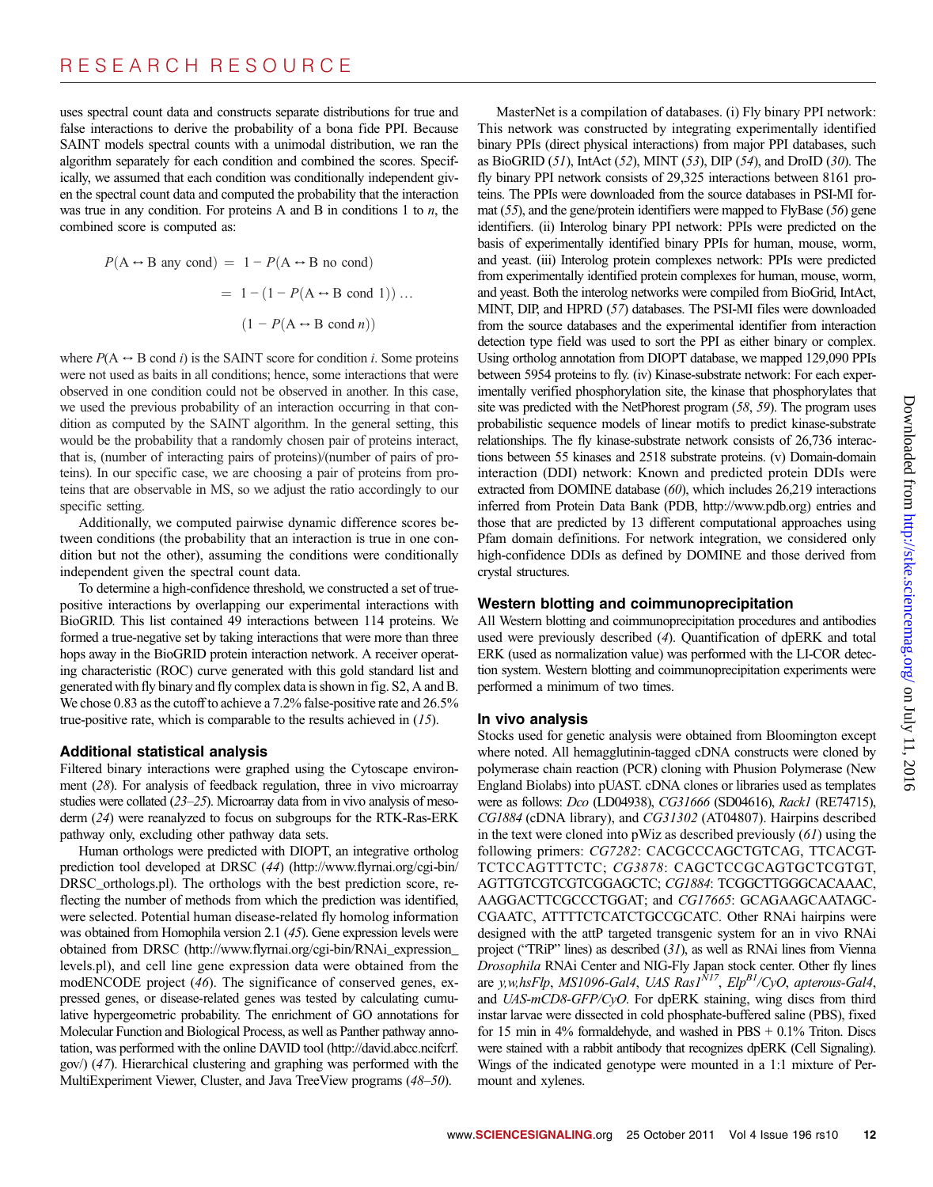uses spectral count data and constructs separate distributions for true and false interactions to derive the probability of a bona fide PPI. Because SAINT models spectral counts with a unimodal distribution, we ran the algorithm separately for each condition and combined the scores. Specifically, we assumed that each condition was conditionally independent given the spectral count data and computed the probability that the interaction was true in any condition. For proteins A and B in conditions 1 to $n$, the combined score is computed as:

$$
\begin{aligned}
P(\mathrm{A} \leftrightarrow \mathrm{B \ any\ cond}) &= 1 - P(\mathrm{A} \leftrightarrow \mathrm{B\ no\ cond}) \\
&= 1 - (1 - P(\mathrm{A} \leftrightarrow \mathrm{B\ cond\ 1})) \ldots \\
&\quad (1 - P(\mathrm{A} \leftrightarrow \mathrm{B\ cond\ } n))
\end{aligned}
$$

where $P(\mathrm{A} \leftrightarrow \mathrm{B\ cond\ } i)$ is the SAINT score for condition $i$. Some proteins were not used as baits in all conditions; hence, some interactions that were observed in one condition could not be observed in another. In this case, we used the previous probability of an interaction occurring in that condition as computed by the SAINT algorithm. In the general setting, this would be the probability that a randomly chosen pair of proteins interact, that is, (number of interacting pairs of proteins)/(number of pairs of proteins). In our specific case, we are choosing a pair of proteins from proteins that are observable in MS, so we adjust the ratio accordingly to our specific setting.

Additionally, we computed pairwise dynamic difference scores between conditions (the probability that an interaction is true in one condition but not the other), assuming the conditions were conditionally independent given the spectral count data.

To determine a high-confidence threshold, we constructed a set of true-positive interactions by overlapping our experimental interactions with BioGRID. This list contained 49 interactions between 114 proteins. We formed a true-negative set by taking interactions that were more than three hops away in the BioGRID protein interaction network. A receiver operating characteristic (ROC) curve generated with this gold standard list and generated with fly binary and fly complex data is shown in fig. S2, A and B. We chose 0.83 as the cutoff to achieve a 7.2% false-positive rate and 26.5% true-positive rate, which is comparable to the results achieved in (*15*).

### Additional statistical analysis

Filtered binary interactions were graphed using the Cytoscape environment (*28*). For analysis of feedback regulation, three in vivo microarray studies were collated (*23*–*25*). Microarray data from in vivo analysis of mesoderm (*24*) were reanalyzed to focus on subgroups for the RTK-Ras-ERK pathway only, excluding other pathway data sets.

Human orthologs were predicted with DIOPT, an integrative ortholog prediction tool developed at DRSC (*44*) (http://www.flyrnai.org/cgi-bin/DRSC_orthologs.pl). The orthologs with the best prediction score, reflecting the number of methods from which the prediction was identified, were selected. Potential human disease-related fly homolog information was obtained from Homophila version 2.1 (*45*). Gene expression levels were obtained from DRSC (http://www.flyrnai.org/cgi-bin/RNAi_expression_levels.pl), and cell line gene expression data were obtained from the modENCODE project (*46*). The significance of conserved genes, expressed genes, or disease-related genes was tested by calculating cumulative hypergeometric probability. The enrichment of GO annotations for Molecular Function and Biological Process, as well as Panther pathway annotation, was performed with the online DAVID tool (http://david.abcc.ncifcrf.gov/) (*47*). Hierarchical clustering and graphing was performed with the MultiExperiment Viewer, Cluster, and Java TreeView programs (*48*–*50*).

MasterNet is a compilation of databases. (i) Fly binary PPI network: This network was constructed by integrating experimentally identified binary PPIs (direct physical interactions) from major PPI databases, such as BioGRID (*51*), IntAct (*52*), MINT (*53*), DIP (*54*), and DroID (*30*). The fly binary PPI network consists of 29,325 interactions between 8161 proteins. The PPIs were downloaded from the source databases in PSI-MI format (*55*), and the gene/protein identifiers were mapped to FlyBase (*56*) gene identifiers. (ii) Interolog binary PPI network: PPIs were predicted on the basis of experimentally identified binary PPIs for human, mouse, worm, and yeast. (iii) Interolog protein complexes network: PPIs were predicted from experimentally identified protein complexes for human, mouse, worm, and yeast. Both the interolog networks were compiled from BioGRID, IntAct, MINT, DIP, and HPRD (*57*) databases. The PSI-MI files were downloaded from the source databases and the experimental identifier from interaction detection type field was used to sort the PPI as either binary or complex. Using ortholog annotation from DIOPT database, we mapped 129,090 PPIs between 5954 proteins to fly. (iv) Kinase-substrate network: For each experimentally verified phosphorylation site, the kinase that phosphorylates that site was predicted with the NetPhorest program (*58*, *59*). The program uses probabilistic sequence models of linear motifs to predict kinase-substrate relationships. The fly kinase-substrate network consists of 26,736 interactions between 55 kinases and 2518 substrate proteins. (v) Domain-domain interaction (DDI) network: Known and predicted protein DDIs were extracted from DOMINE database (*60*), which includes 26,219 interactions inferred from Protein Data Bank (PDB, http://www.pdb.org) entries and those that are predicted by 13 different computational approaches using Pfam domain definitions. For network integration, we considered only high-confidence DDIs as defined by DOMINE and those derived from crystal structures.

### Western blotting and coimmunoprecipitation

All Western blotting and coimmunoprecipitation procedures and antibodies used were previously described (*4*). Quantification of dpERK and total ERK (used as normalization value) was performed with the LI-COR detection system. Western blotting and coimmunoprecipitation experiments were performed a minimum of two times.

### In vivo analysis

Stocks used for genetic analysis were obtained from Bloomington except where noted. All hemagglutinin-tagged cDNA constructs were cloned by polymerase chain reaction (PCR) cloning with Phusion Polymerase (New England Biolabs) into pUAST. cDNA clones or libraries used as templates were as follows: *Dco* (LD04938), *CG31666* (SD04616), *Rack1* (RE74715), *CG1884* (cDNA library), and *CG31302* (AT04807). Hairpins described in the text were cloned into pWiz as described previously (*61*) using the following primers: *CG7282*: CACGCCCAGCTGTCAG, TTCACGTTCTCCAGTTTCTC; *CG3878*: CAGCTCCGCAGTGCTCGTGT, AGTTGTCGTCGTCGGAGCTC; *CG1884*: TCGGCTTGGGCACAAAC, AAGGACTTCGCCCTGGAT; and *CG17665*: GCAGAAGCAATAGCCGAATC, ATTTTCTCATCTGCCGCATC. Other RNAi hairpins were designed with the attP targeted transgenic system for an in vivo RNAi project ("TRiP" lines) as described (*31*), as well as RNAi lines from Vienna *Drosophila* RNAi Center and NIG-Fly Japan stock center. Other fly lines are *y,w,hsFlp*, *MS1096-Gal4*, *UAS Ras1$^{N17}$*, *Elp$^{B1}$/CyO*, *apterous-Gal4*, and *UAS-mCD8-GFP/CyO*. For dpERK staining, wing discs from third instar larvae were dissected in cold phosphate-buffered saline (PBS), fixed for 15 min in 4% formaldehyde, and washed in PBS + 0.1% Triton. Discs were stained with a rabbit antibody that recognizes dpERK (Cell Signaling). Wings of the indicated genotype were mounted in a 1:1 mixture of Permount and xylenes.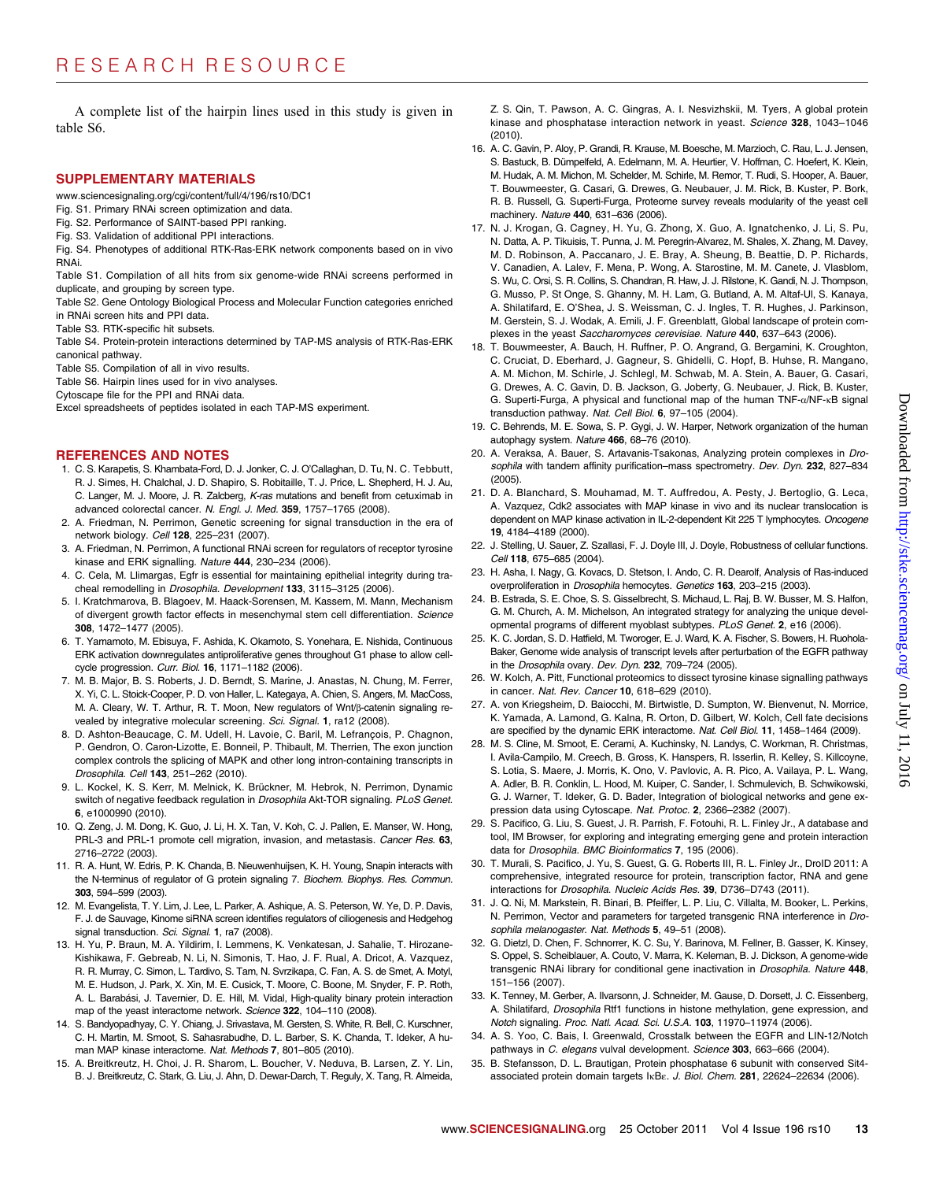A complete list of the hairpin lines used in this study is given in table S6.

## SUPPLEMENTARY MATERIALS

www.sciencesignaling.org/cgi/content/full/4/196/rs10/DC1

Fig. S1. Primary RNAi screen optimization and data.

Fig. S2. Performance of SAINT-based PPI ranking.

Fig. S3. Validation of additional PPI interactions.

Fig. S4. Phenotypes of additional RTK-Ras-ERK network components based on in vivo RNAi.

Table S1. Compilation of all hits from six genome-wide RNAi screens performed in duplicate, and grouping by screen type.

Table S2. Gene Ontology Biological Process and Molecular Function categories enriched in RNAi screen hits and PPI data.

Table S3. RTK-specific hit subsets.

Table S4. Protein-protein interactions determined by TAP-MS analysis of RTK-Ras-ERK canonical pathway.

Table S5. Compilation of all in vivo results.

Table S6. Hairpin lines used for in vivo analyses.

Cytoscape file for the PPI and RNAi data.

Excel spreadsheets of peptides isolated in each TAP-MS experiment.

## REFERENCES AND NOTES

1. C. S. Karapetis, S. Khambata-Ford, D. J. Jonker, C. J. O'Callaghan, D. Tu, N. C. Tebbutt, R. J. Simes, H. Chalchal, J. D. Shapiro, S. Robitaille, T. J. Price, L. Shepherd, H. J. Au, C. Langer, M. J. Moore, J. R. Zalcberg, *K-ras* mutations and benefit from cetuximab in advanced colorectal cancer. *N. Engl. J. Med.* **359**, 1757–1765 (2008).
2. A. Friedman, N. Perrimon, Genetic screening for signal transduction in the era of network biology. *Cell* **128**, 225–231 (2007).
3. A. Friedman, N. Perrimon, A functional RNAi screen for regulators of receptor tyrosine kinase and ERK signalling. *Nature* **444**, 230–234 (2006).
4. C. Cela, M. Llimargas, Egfr is essential for maintaining epithelial integrity during tracheal remodelling in *Drosophila*. *Development* **133**, 3115–3125 (2006).
5. I. Kratchmarova, B. Blagoev, M. Haack-Sorensen, M. Kassem, M. Mann, Mechanism of divergent growth factor effects in mesenchymal stem cell differentiation. *Science* **308**, 1472–1477 (2005).
6. T. Yamamoto, M. Ebisuya, F. Ashida, K. Okamoto, S. Yonehara, E. Nishida, Continuous ERK activation downregulates antiproliferative genes throughout G1 phase to allow cell-cycle progression. *Curr. Biol.* **16**, 1171–1182 (2006).
7. M. B. Major, B. S. Roberts, J. D. Berndt, S. Marine, J. Anastas, N. Chung, M. Ferrer, X. Yi, C. L. Stoick-Cooper, P. D. von Haller, L. Kategaya, A. Chien, S. Angers, M. MacCoss, M. A. Cleary, W. T. Arthur, R. T. Moon, New regulators of Wnt/β-catenin signaling revealed by integrative molecular screening. *Sci. Signal.* **1**, ra12 (2008).
8. D. Ashton-Beaucage, C. M. Udell, H. Lavoie, C. Baril, M. Lefrançois, P. Chagnon, P. Gendron, O. Caron-Lizotte, E. Bonneil, P. Thibault, M. Therrien, The exon junction complex controls the splicing of MAPK and other long intron-containing transcripts in *Drosophila*. *Cell* **143**, 251–262 (2010).
9. L. Kockel, K. S. Kerr, M. Melnick, K. Brückner, M. Hebrok, N. Perrimon, Dynamic switch of negative feedback regulation in *Drosophila* Akt-TOR signaling. *PLoS Genet.* **6**, e1000990 (2010).
10. Q. Zeng, J. M. Dong, K. Guo, J. Li, H. X. Tan, V. Koh, C. J. Pallen, E. Manser, W. Hong, PRL-3 and PRL-1 promote cell migration, invasion, and metastasis. *Cancer Res.* **63**, 2716–2722 (2003).
11. R. A. Hunt, W. Edris, P. K. Chanda, B. Nieuwenhuijsen, K. H. Young, Snapin interacts with the N-terminus of regulator of G protein signaling 7. *Biochem. Biophys. Res. Commun.* **303**, 594–599 (2003).
12. M. Evangelista, T. Y. Lim, J. Lee, L. Parker, A. Ashique, A. S. Peterson, W. Ye, D. P. Davis, F. J. de Sauvage, Kinome siRNA screen identifies regulators of ciliogenesis and Hedgehog signal transduction. *Sci. Signal.* **1**, ra7 (2008).
13. H. Yu, P. Braun, M. A. Yildirim, I. Lemmens, K. Venkatesan, J. Sahalie, T. Hirozane-Kishikawa, F. Gebreab, N. Li, N. Simonis, T. Hao, J. F. Rual, A. Dricot, A. Vazquez, R. R. Murray, C. Simon, L. Tardivo, S. Tam, N. Svrzikapa, C. Fan, A. S. de Smet, A. Motyl, M. E. Hudson, J. Park, X. Xin, M. E. Cusick, T. Moore, C. Boone, M. Snyder, F. P. Roth, A. L. Barabási, J. Tavernier, D. E. Hill, M. Vidal, High-quality binary protein interaction map of the yeast interactome network. *Science* **322**, 104–110 (2008).
14. S. Bandyopadhyay, C. Y. Chiang, J. Srivastava, M. Gersten, S. White, R. Bell, C. Kurschner, C. H. Martin, M. Smoot, S. Sahasrabudhe, D. L. Barber, S. K. Chanda, T. Ideker, A human MAP kinase interactome. *Nat. Methods* **7**, 801–805 (2010).
15. A. Breitkreutz, H. Choi, J. R. Sharom, L. Boucher, V. Neduva, B. Larsen, Z. Y. Lin, B. J. Breitkreutz, C. Stark, G. Liu, J. Ahn, D. Dewar-Darch, T. Reguly, X. Tang, R. Almeida, Z. S. Qin, T. Pawson, A. C. Gingras, A. I. Nesvizhskii, M. Tyers, A global protein kinase and phosphatase interaction network in yeast. *Science* **328**, 1043–1046 (2010).
16. A. C. Gavin, P. Aloy, P. Grandi, R. Krause, M. Boesche, M. Marzioch, C. Rau, L. J. Jensen, S. Bastuck, B. Dümpelfeld, A. Edelmann, M. A. Heurtier, V. Hoffman, C. Hoefert, K. Klein, M. Hudak, A. M. Michon, M. Schelder, M. Schirle, M. Remor, T. Rudi, S. Hooper, A. Bauer, T. Bouwmeester, G. Casari, G. Drewes, G. Neubauer, J. M. Rick, B. Kuster, P. Bork, R. B. Russell, G. Superti-Furga, Proteome survey reveals modularity of the yeast cell machinery. *Nature* **440**, 631–636 (2006).
17. N. J. Krogan, G. Cagney, H. Yu, G. Zhong, X. Guo, A. Ignatchenko, J. Li, S. Pu, N. Datta, A. P. Tikuisis, T. Punna, J. M. Peregrin-Alvarez, M. Shales, X. Zhang, M. Davey, M. D. Robinson, A. Paccanaro, J. E. Bray, A. Sheung, B. Beattie, D. P. Richards, V. Canadien, A. Lalev, F. Mena, P. Wong, A. Starostine, M. M. Canete, J. Vlasblom, S. Wu, C. Orsi, S. R. Collins, S. Chandran, R. Haw, J. J. Rilstone, K. Gandi, N. J. Thompson, G. Musso, P. St Onge, S. Ghanny, M. H. Lam, G. Butland, A. M. Altaf-Ul, S. Kanaya, A. Shilatifard, E. O'Shea, J. S. Weissman, C. J. Ingles, T. R. Hughes, J. Parkinson, M. Gerstein, S. J. Wodak, A. Emili, J. F. Greenblatt, Global landscape of protein complexes in the yeast *Saccharomyces cerevisiae*. *Nature* **440**, 637–643 (2006).
18. T. Bouwmeester, A. Bauch, H. Ruffner, P. O. Angrand, G. Bergamini, K. Croughton, C. Cruciat, D. Eberhard, J. Gagneur, S. Ghidelli, C. Hopf, B. Huhse, R. Mangano, A. M. Michon, M. Schirle, J. Schlegl, M. Schwab, M. A. Stein, A. Bauer, G. Casari, G. Drewes, A. C. Gavin, D. B. Jackson, G. Joberty, G. Neubauer, J. Rick, B. Kuster, G. Superti-Furga, A physical and functional map of the human TNF-α/NF-κB signal transduction pathway. *Nat. Cell Biol.* **6**, 97–105 (2004).
19. C. Behrends, M. E. Sowa, S. P. Gygi, J. W. Harper, Network organization of the human autophagy system. *Nature* **466**, 68–76 (2010).
20. A. Veraksa, A. Bauer, S. Artavanis-Tsakonas, Analyzing protein complexes in *Drosophila* with tandem affinity purification–mass spectrometry. *Dev. Dyn.* **232**, 827–834 (2005).
21. D. A. Blanchard, S. Mouhamad, M. T. Auffredou, A. Pesty, J. Bertoglio, G. Leca, A. Vazquez, Cdk2 associates with MAP kinase in vivo and its nuclear translocation is dependent on MAP kinase activation in IL-2-dependent Kit 225 T lymphocytes. *Oncogene* **19**, 4184–4189 (2000).
22. J. Stelling, U. Sauer, Z. Szallasi, F. J. Doyle III, J. Doyle, Robustness of cellular functions. *Cell* **118**, 675–685 (2004).
23. H. Asha, I. Nagy, G. Kovacs, D. Stetson, I. Ando, C. R. Dearolf, Analysis of Ras-induced overproliferation in *Drosophila* hemocytes. *Genetics* **163**, 203–215 (2003).
24. B. Estrada, S. E. Choe, S. S. Gisselbrecht, S. Michaud, L. Raj, B. W. Busser, M. S. Halfon, G. M. Church, A. M. Michelson, An integrated strategy for analyzing the unique developmental programs of different myoblast subtypes. *PLoS Genet.* **2**, e16 (2006).
25. K. C. Jordan, S. D. Hatfield, M. Tworoger, E. J. Ward, K. A. Fischer, S. Bowers, H. Ruohola-Baker, Genome wide analysis of transcript levels after perturbation of the EGFR pathway in the *Drosophila* ovary. *Dev. Dyn.* **232**, 709–724 (2005).
26. W. Kolch, A. Pitt, Functional proteomics to dissect tyrosine kinase signalling pathways in cancer. *Nat. Rev. Cancer* **10**, 618–629 (2010).
27. A. von Kriegsheim, D. Baiocchi, M. Birtwistle, D. Sumpton, W. Bienvenut, N. Morrice, K. Yamada, A. Lamond, G. Kalna, R. Orton, D. Gilbert, W. Kolch, Cell fate decisions are specified by the dynamic ERK interactome. *Nat. Cell Biol.* **11**, 1458–1464 (2009).
28. M. S. Cline, M. Smoot, E. Cerami, A. Kuchinsky, N. Landys, C. Workman, R. Christmas, I. Avila-Campilo, M. Creech, B. Gross, K. Hanspers, R. Isserlin, R. Kelley, S. Killcoyne, S. Lotia, S. Maere, J. Morris, K. Ono, V. Pavlovic, A. R. Pico, A. Vailaya, P. L. Wang, A. Adler, B. R. Conklin, L. Hood, M. Kuiper, C. Sander, I. Schmulevich, B. Schwikowski, G. J. Warner, T. Ideker, G. D. Bader, Integration of biological networks and gene expression data using Cytoscape. *Nat. Protoc.* **2**, 2366–2382 (2007).
29. S. Pacifico, G. Liu, S. Guest, J. R. Parrish, F. Fotouhi, R. L. Finley Jr., A database and tool, IM Browser, for exploring and integrating emerging gene and protein interaction data for *Drosophila*. *BMC Bioinformatics* **7**, 195 (2006).
30. T. Murali, S. Pacifico, J. Yu, S. Guest, G. G. Roberts III, R. L. Finley Jr., DroID 2011: A comprehensive, integrated resource for protein, transcription factor, RNA and gene interactions for *Drosophila*. *Nucleic Acids Res.* **39**, D736–D743 (2011).
31. J. Q. Ni, M. Markstein, R. Binari, B. Pfeiffer, L. P. Liu, C. Villalta, M. Booker, L. Perkins, N. Perrimon, Vector and parameters for targeted transgenic RNA interference in *Drosophila melanogaster*. *Nat. Methods* **5**, 49–51 (2008).
32. G. Dietzl, D. Chen, F. Schnorrer, K. C. Su, Y. Barinova, M. Fellner, B. Gasser, K. Kinsey, S. Oppel, S. Scheiblauer, A. Couto, V. Marra, K. Keleman, B. J. Dickson, A genome-wide transgenic RNAi library for conditional gene inactivation in *Drosophila*. *Nature* **448**, 151–156 (2007).
33. K. Tenney, M. Gerber, A. Ilvarsonn, J. Schneider, M. Gause, D. Dorsett, J. C. Eissenberg, A. Shilatifard, *Drosophila* Rtf1 functions in histone methylation, gene expression, and Notch signaling. *Proc. Natl. Acad. Sci. U.S.A.* **103**, 11970–11974 (2006).
34. A. S. Yoo, C. Bais, I. Greenwald, Crosstalk between the EGFR and LIN-12/Notch pathways in *C. elegans* vulval development. *Science* **303**, 663–666 (2004).
35. B. Stefansson, D. L. Brautigan, Protein phosphatase 6 subunit with conserved Sit4-associated protein domain targets IκBε. *J. Biol. Chem.* **281**, 22624–22634 (2006).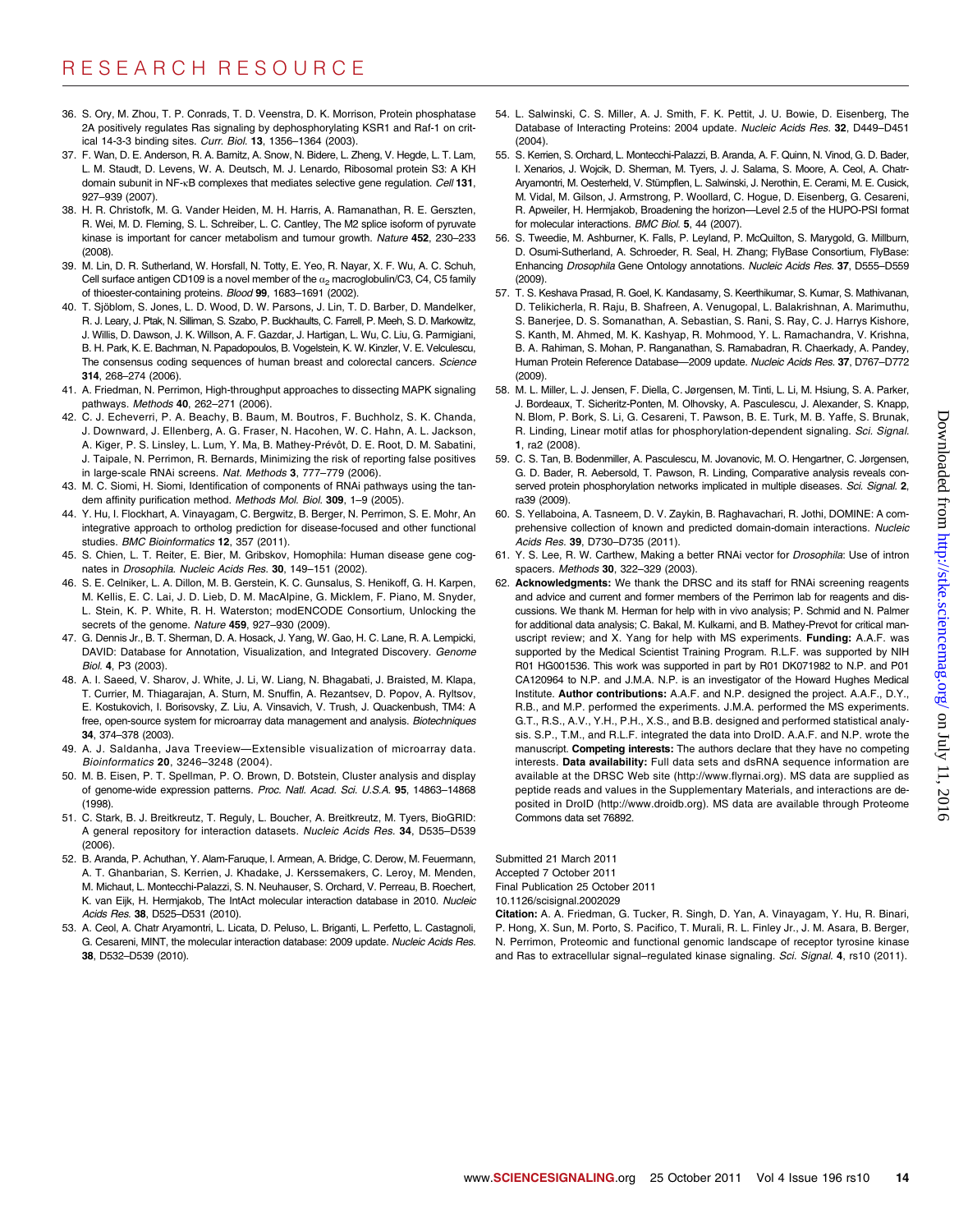36. S. Ory, M. Zhou, T. P. Conrads, T. D. Veenstra, D. K. Morrison, Protein phosphatase 2A positively regulates Ras signaling by dephosphorylating KSR1 and Raf-1 on critical 14-3-3 binding sites. *Curr. Biol.* **13**, 1356–1364 (2003).
37. F. Wan, D. E. Anderson, R. A. Barnitz, A. Snow, N. Bidere, L. Zheng, V. Hegde, L. T. Lam, L. M. Staudt, D. Levens, W. A. Deutsch, M. J. Lenardo, Ribosomal protein S3: A KH domain subunit in NF-κB complexes that mediates selective gene regulation. *Cell* **131**, 927–939 (2007).
38. H. R. Christofk, M. G. Vander Heiden, M. H. Harris, A. Ramanathan, R. E. Gerszten, R. Wei, M. D. Fleming, S. L. Schreiber, L. C. Cantley, The M2 splice isoform of pyruvate kinase is important for cancer metabolism and tumour growth. *Nature* **452**, 230–233 (2008).
39. M. Lin, D. R. Sutherland, W. Horsfall, N. Totty, E. Yeo, R. Nayar, X. F. Wu, A. C. Schuh, Cell surface antigen CD109 is a novel member of the $\alpha_2$ macroglobulin/C3, C4, C5 family of thioester-containing proteins. *Blood* **99**, 1683–1691 (2002).
40. T. Sjöblom, S. Jones, L. D. Wood, D. W. Parsons, J. Lin, T. D. Barber, D. Mandelker, R. J. Leary, J. Ptak, N. Silliman, S. Szabo, P. Buckhaults, C. Farrell, P. Meeh, S. D. Markowitz, J. Willis, D. Dawson, J. K. Willson, A. F. Gazdar, J. Hartigan, L. Wu, C. Liu, G. Parmigiani, B. H. Park, K. E. Bachman, N. Papadopoulos, B. Vogelstein, K. W. Kinzler, V. E. Velculescu, The consensus coding sequences of human breast and colorectal cancers. *Science* **314**, 268–274 (2006).
41. A. Friedman, N. Perrimon, High-throughput approaches to dissecting MAPK signaling pathways. *Methods* **40**, 262–271 (2006).
42. C. J. Echeverri, P. A. Beachy, B. Baum, M. Boutros, F. Buchholz, S. K. Chanda, J. Downward, J. Ellenberg, A. G. Fraser, N. Hacohen, W. C. Hahn, A. L. Jackson, A. Kiger, P. S. Linsley, L. Lum, Y. Ma, B. Mathey-Prévôt, D. E. Root, D. M. Sabatini, J. Taipale, N. Perrimon, R. Bernards, Minimizing the risk of reporting false positives in large-scale RNAi screens. *Nat. Methods* **3**, 777–779 (2006).
43. M. C. Siomi, H. Siomi, Identification of components of RNAi pathways using the tandem affinity purification method. *Methods Mol. Biol.* **309**, 1–9 (2005).
44. Y. Hu, I. Flockhart, A. Vinayagam, C. Bergwitz, B. Berger, N. Perrimon, S. E. Mohr, An integrative approach to ortholog prediction for disease-focused and other functional studies. *BMC Bioinformatics* **12**, 357 (2011).
45. S. Chien, L. T. Reiter, E. Bier, M. Gribskov, Homophila: Human disease gene cognates in *Drosophila*. *Nucleic Acids Res.* **30**, 149–151 (2002).
46. S. E. Celniker, L. A. Dillon, M. B. Gerstein, K. C. Gunsalus, S. Henikoff, G. H. Karpen, M. Kellis, E. C. Lai, J. D. Lieb, D. M. MacAlpine, G. Micklem, F. Piano, M. Snyder, L. Stein, K. P. White, R. H. Waterston; modENCODE Consortium, Unlocking the secrets of the genome. *Nature* **459**, 927–930 (2009).
47. G. Dennis Jr., B. T. Sherman, D. A. Hosack, J. Yang, W. Gao, H. C. Lane, R. A. Lempicki, DAVID: Database for Annotation, Visualization, and Integrated Discovery. *Genome Biol.* **4**, P3 (2003).
48. A. I. Saeed, V. Sharov, J. White, J. Li, W. Liang, N. Bhagabati, J. Braisted, M. Klapa, T. Currier, M. Thiagarajan, A. Sturn, M. Snuffin, A. Rezantsev, D. Popov, A. Ryltsov, E. Kostukovich, I. Borisovsky, Z. Liu, A. Vinsavich, V. Trush, J. Quackenbush, TM4: A free, open-source system for microarray data management and analysis. *Biotechniques* **34**, 374–378 (2003).
49. A. J. Saldanha, Java Treeview—Extensible visualization of microarray data. *Bioinformatics* **20**, 3246–3248 (2004).
50. M. B. Eisen, P. T. Spellman, P. O. Brown, D. Botstein, Cluster analysis and display of genome-wide expression patterns. *Proc. Natl. Acad. Sci. U.S.A.* **95**, 14863–14868 (1998).
51. C. Stark, B. J. Breitkreutz, T. Reguly, L. Boucher, A. Breitkreutz, M. Tyers, BioGRID: A general repository for interaction datasets. *Nucleic Acids Res.* **34**, D535–D539 (2006).
52. B. Aranda, P. Achuthan, Y. Alam-Faruque, I. Armean, A. Bridge, C. Derow, M. Feuermann, A. T. Ghanbarian, S. Kerrien, J. Khadake, J. Kerssemakers, C. Leroy, M. Menden, M. Michaut, L. Montecchi-Palazzi, S. N. Neuhauser, S. Orchard, V. Perreau, B. Roechert, K. van Eijk, H. Hermjakob, The IntAct molecular interaction database in 2010. *Nucleic Acids Res.* **38**, D525–D531 (2010).
53. A. Ceol, A. Chatr Aryamontri, L. Licata, D. Peluso, L. Briganti, L. Perfetto, L. Castagnoli, G. Cesareni, MINT, the molecular interaction database: 2009 update. *Nucleic Acids Res.* **38**, D532–D539 (2010).
54. L. Salwinski, C. S. Miller, A. J. Smith, F. K. Pettit, J. U. Bowie, D. Eisenberg, The Database of Interacting Proteins: 2004 update. *Nucleic Acids Res.* **32**, D449–D451 (2004).
55. S. Kerrien, S. Orchard, L. Montecchi-Palazzi, B. Aranda, A. F. Quinn, N. Vinod, G. D. Bader, I. Xenarios, J. Wojcik, D. Sherman, M. Tyers, J. J. Salama, S. Moore, A. Ceol, A. Chatr-Aryamontri, M. Oesterheld, V. Stümpflen, L. Salwinski, J. Nerothin, E. Cerami, M. E. Cusick, M. Vidal, M. Gilson, J. Armstrong, P. Woollard, C. Hogue, D. Eisenberg, G. Cesareni, R. Apweiler, H. Hermjakob, Broadening the horizon—Level 2.5 of the HUPO-PSI format for molecular interactions. *BMC Biol.* **5**, 44 (2007).
56. S. Tweedie, M. Ashburner, K. Falls, P. Leyland, P. McQuilton, S. Marygold, G. Millburn, D. Osumi-Sutherland, A. Schroeder, R. Seal, H. Zhang; FlyBase Consortium, FlyBase: Enhancing *Drosophila* Gene Ontology annotations. *Nucleic Acids Res.* **37**, D555–D559 (2009).
57. T. S. Keshava Prasad, R. Goel, K. Kandasamy, S. Keerthikumar, S. Kumar, S. Mathivanan, D. Telikicherla, R. Raju, B. Shafreen, A. Venugopal, L. Balakrishnan, A. Marimuthu, S. Banerjee, D. S. Somanathan, A. Sebastian, S. Rani, S. Ray, C. J. Harrys Kishore, S. Kanth, M. Ahmed, M. K. Kashyap, R. Mohmood, Y. L. Ramachandra, V. Krishna, B. A. Rahiman, S. Mohan, P. Ranganathan, S. Ramabadran, R. Chaerkady, A. Pandey, Human Protein Reference Database—2009 update. *Nucleic Acids Res.* **37**, D767–D772 (2009).
58. M. L. Miller, L. J. Jensen, F. Diella, C. Jørgensen, M. Tinti, L. Li, M. Hsiung, S. A. Parker, J. Bordeaux, T. Sicheritz-Ponten, M. Olhovsky, A. Pasculescu, J. Alexander, S. Knapp, N. Blom, P. Bork, S. Li, G. Cesareni, T. Pawson, B. E. Turk, M. B. Yaffe, S. Brunak, R. Linding, Linear motif atlas for phosphorylation-dependent signaling. *Sci. Signal.* **1**, ra2 (2008).
59. C. S. Tan, B. Bodenmiller, A. Pasculescu, M. Jovanovic, M. O. Hengartner, C. Jørgensen, G. D. Bader, R. Aebersold, T. Pawson, R. Linding, Comparative analysis reveals conserved protein phosphorylation networks implicated in multiple diseases. *Sci. Signal.* **2**, ra39 (2009).
60. S. Yellaboina, A. Tasneem, D. V. Zaykin, B. Raghavachari, R. Jothi, DOMINE: A comprehensive collection of known and predicted domain-domain interactions. *Nucleic Acids Res.* **39**, D730–D735 (2011).
61. Y. S. Lee, R. W. Carthew, Making a better RNAi vector for *Drosophila*: Use of intron spacers. *Methods* **30**, 322–329 (2003).
62. **Acknowledgments:** We thank the DRSC and its staff for RNAi screening reagents and advice and current and former members of the Perrimon lab for reagents and discussions. We thank M. Herman for help with in vivo analysis; P. Schmid and N. Palmer for additional data analysis; C. Bakal, M. Kulkarni, and B. Mathey-Prevot for critical manuscript review; and X. Yang for help with MS experiments. **Funding:** A.A.F. was supported by the Medical Scientist Training Program. R.L.F. was supported by NIH R01 HG001536. This work was supported in part by R01 DK071982 to N.P. and P01 CA120964 to N.P. and J.M.A. N.P. is an investigator of the Howard Hughes Medical Institute. **Author contributions:** A.A.F. and N.P. designed the project. A.A.F., D.Y., R.B., and M.P. performed the experiments. J.M.A. performed the MS experiments. G.T., R.S., A.V., Y.H., P.H., X.S., and B.B. designed and performed statistical analysis. S.P., T.M., and R.L.F. integrated the data into DroID. A.A.F. and N.P. wrote the manuscript. **Competing interests:** The authors declare that they have no competing interests. **Data availability:** Full data sets and dsRNA sequence information are available at the DRSC Web site (http://www.flyrnai.org). MS data are supplied as peptide reads and values in the Supplementary Materials, and interactions are deposited in DroID (http://www.droidb.org). MS data are available through Proteome Commons data set 76892.

Submitted 21 March 2011
Accepted 7 October 2011
Final Publication 25 October 2011
10.1126/scisignal.2002029

**Citation:** A. A. Friedman, G. Tucker, R. Singh, D. Yan, A. Vinayagam, Y. Hu, R. Binari, P. Hong, X. Sun, M. Porto, S. Pacifico, T. Murali, R. L. Finley Jr., J. M. Asara, B. Berger, N. Perrimon, Proteomic and functional genomic landscape of receptor tyrosine kinase and Ras to extracellular signal–regulated kinase signaling. *Sci. Signal.* **4**, rs10 (2011).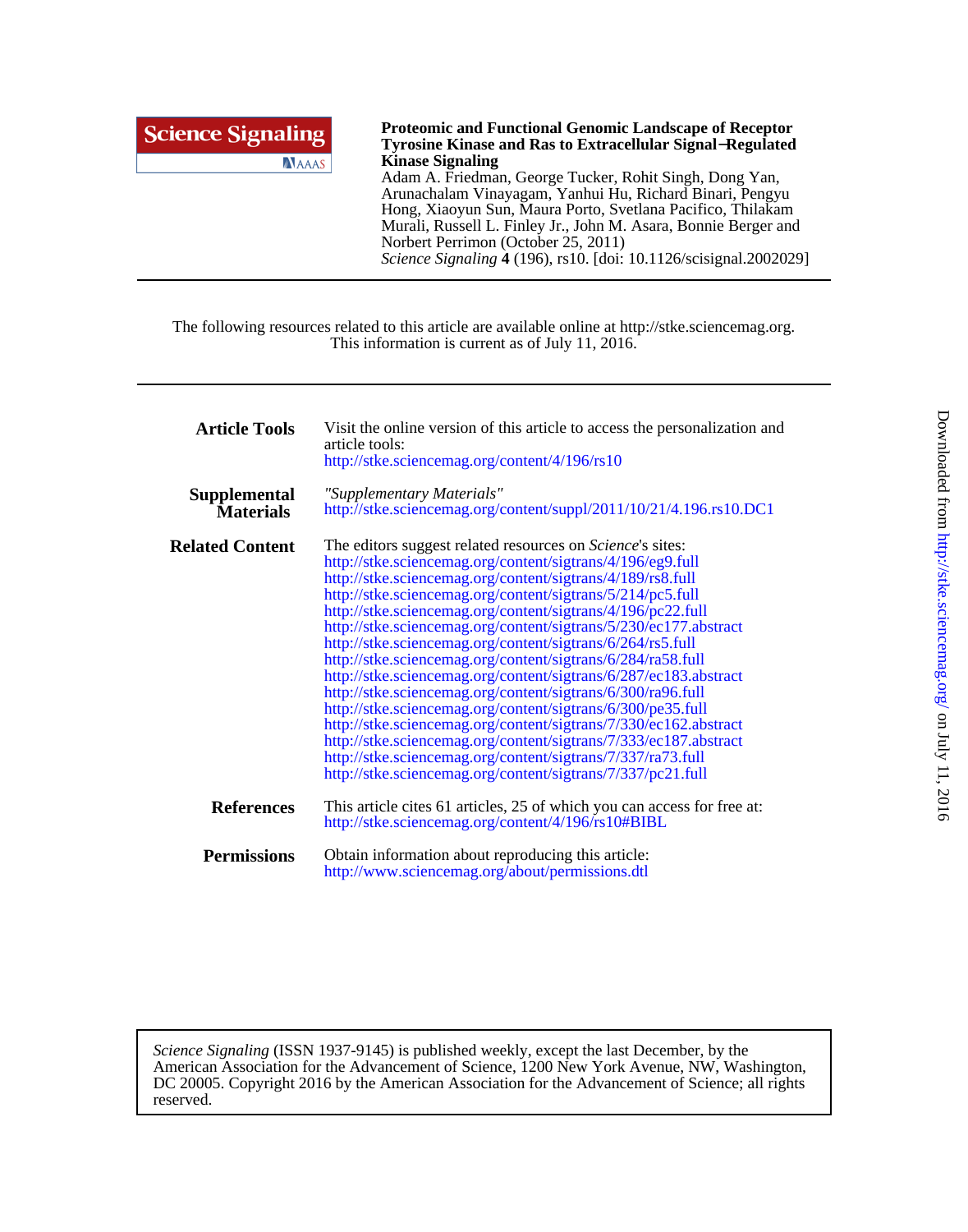**Science Signaling** AAAS

**Proteomic and Functional Genomic Landscape of Receptor Tyrosine Kinase and Ras to Extracellular Signal−Regulated Kinase Signaling**

Adam A. Friedman, George Tucker, Rohit Singh, Dong Yan, Arunachalam Vinayagam, Yanhui Hu, Richard Binari, Pengyu Hong, Xiaoyun Sun, Maura Porto, Svetlana Pacifico, Thilakam Murali, Russell L. Finley Jr., John M. Asara, Bonnie Berger and Norbert Perrimon (October 25, 2011)

*Science Signaling* **4** (196), rs10. [doi: 10.1126/scisignal.2002029]

---

The following resources related to this article are available online at http://stke.sciencemag.org.
This information is current as of July 11, 2016.

---

**Article Tools**
Visit the online version of this article to access the personalization and article tools:
http://stke.sciencemag.org/content/4/196/rs10

**Supplemental Materials**
*"Supplementary Materials"*
http://stke.sciencemag.org/content/suppl/2011/10/21/4.196.rs10.DC1

**Related Content**
The editors suggest related resources on *Science*'s sites:
http://stke.sciencemag.org/content/sigtrans/4/196/eg9.full
http://stke.sciencemag.org/content/sigtrans/4/189/rs8.full
http://stke.sciencemag.org/content/sigtrans/5/214/pc5.full
http://stke.sciencemag.org/content/sigtrans/4/196/pc22.full
http://stke.sciencemag.org/content/sigtrans/5/230/ec177.abstract
http://stke.sciencemag.org/content/sigtrans/6/264/rs5.full
http://stke.sciencemag.org/content/sigtrans/6/284/ra58.full
http://stke.sciencemag.org/content/sigtrans/6/287/ec183.abstract
http://stke.sciencemag.org/content/sigtrans/6/300/ra96.full
http://stke.sciencemag.org/content/sigtrans/6/300/pe35.full
http://stke.sciencemag.org/content/sigtrans/7/330/ec162.abstract
http://stke.sciencemag.org/content/sigtrans/7/333/ec187.abstract
http://stke.sciencemag.org/content/sigtrans/7/337/ra73.full
http://stke.sciencemag.org/content/sigtrans/7/337/pc21.full

**References**
This article cites 61 articles, 25 of which you can access for free at:
http://stke.sciencemag.org/content/4/196/rs10#BIBL

**Permissions**
Obtain information about reproducing this article:
http://www.sciencemag.org/about/permissions.dtl

Downloaded from http://stke.sciencemag.org/ on July 11, 2016

*Science Signaling* (ISSN 1937-9145) is published weekly, except the last December, by the American Association for the Advancement of Science, 1200 New York Avenue, NW, Washington, DC 20005. Copyright 2016 by the American Association for the Advancement of Science; all rights reserved.